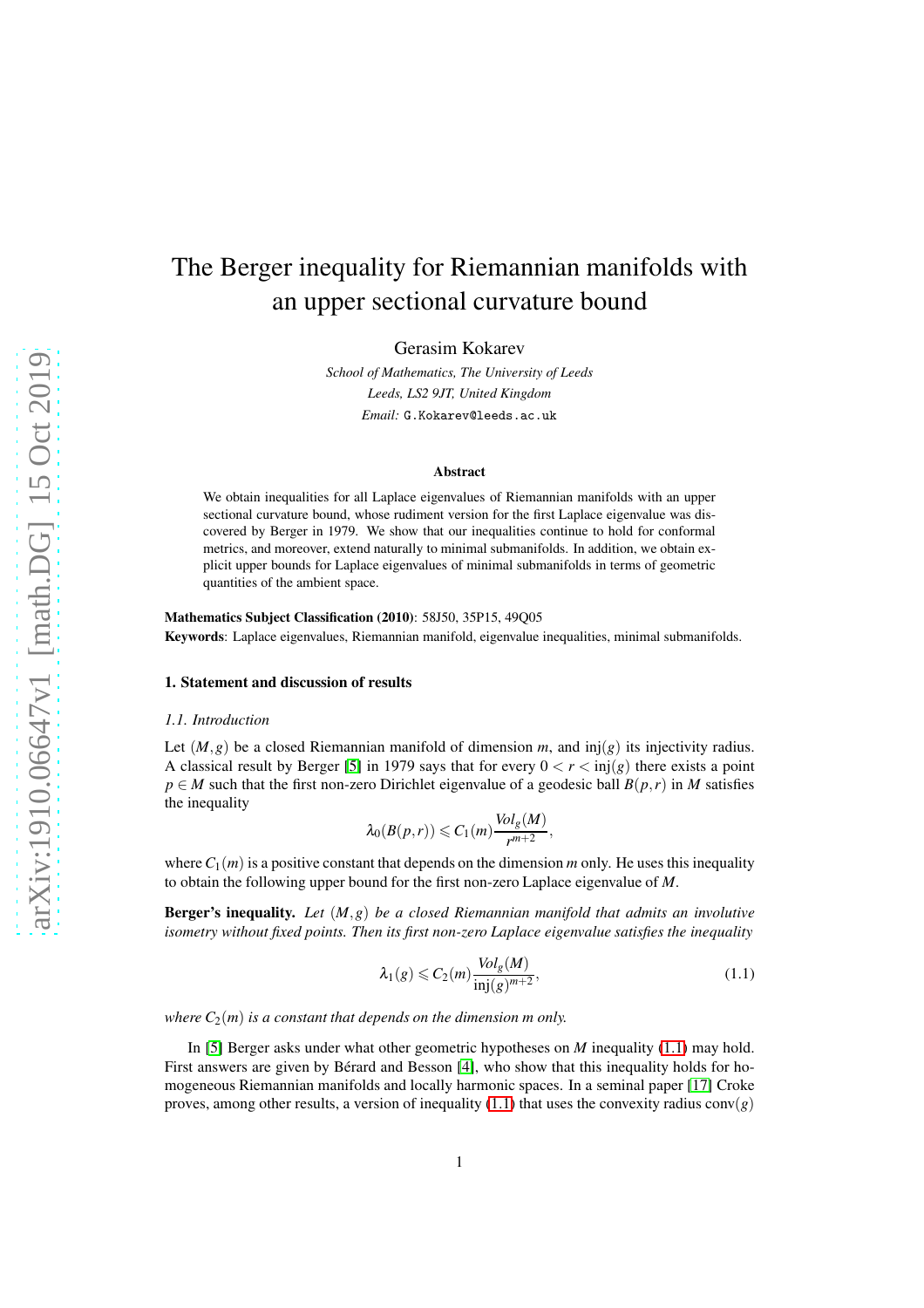# The Berger inequality for Riemannian manifolds with an upper sectional curvature bound

Gerasim Kokarev

*School of Mathematics, The University of Leeds*
*Leeds, LS2 9JT, United Kingdom*
*Email:* G.Kokarev@leeds.ac.uk

### Abstract

We obtain inequalities for all Laplace eigenvalues of Riemannian manifolds with an upper sectional curvature bound, whose rudiment version for the first Laplace eigenvalue was discovered by Berger in 1979. We show that our inequalities continue to hold for conformal metrics, and moreover, extend naturally to minimal submanifolds. In addition, we obtain explicit upper bounds for Laplace eigenvalues of minimal submanifolds in terms of geometric quantities of the ambient space.

**Mathematics Subject Classification (2010)**: 58J50, 35P15, 49Q05

**Keywords**: Laplace eigenvalues, Riemannian manifold, eigenvalue inequalities, minimal submanifolds.

## 1. Statement and discussion of results

### *1.1. Introduction*

Let $(M,g)$ be a closed Riemannian manifold of dimension $m$, and $\mathrm{inj}(g)$ its injectivity radius. A classical result by Berger [5] in 1979 says that for every $0<r<\mathrm{inj}(g)$ there exists a point $p\in M$ such that the first non-zero Dirichlet eigenvalue of a geodesic ball $B(p,r)$ in $M$ satisfies the inequality

$$\lambda_0(B(p,r))\leqslant C_1(m)\frac{Vol_g(M)}{r^{m+2}},$$

where $C_1(m)$ is a positive constant that depends on the dimension $m$ only. He uses this inequality to obtain the following upper bound for the first non-zero Laplace eigenvalue of $M$.

**Berger's inequality.** *Let $(M,g)$ be a closed Riemannian manifold that admits an involutive isometry without fixed points. Then its first non-zero Laplace eigenvalue satisfies the inequality*

$$\lambda_1(g)\leqslant C_2(m)\frac{Vol_g(M)}{\mathrm{inj}(g)^{m+2}},\tag{1.1}$$

*where $C_2(m)$ is a constant that depends on the dimension m only.*

In [5] Berger asks under what other geometric hypotheses on $M$ inequality (1.1) may hold. First answers are given by Bérard and Besson [4], who show that this inequality holds for homogeneous Riemannian manifolds and locally harmonic spaces. In a seminal paper [17] Croke proves, among other results, a version of inequality (1.1) that uses the convexity radius $\mathrm{conv}(g)$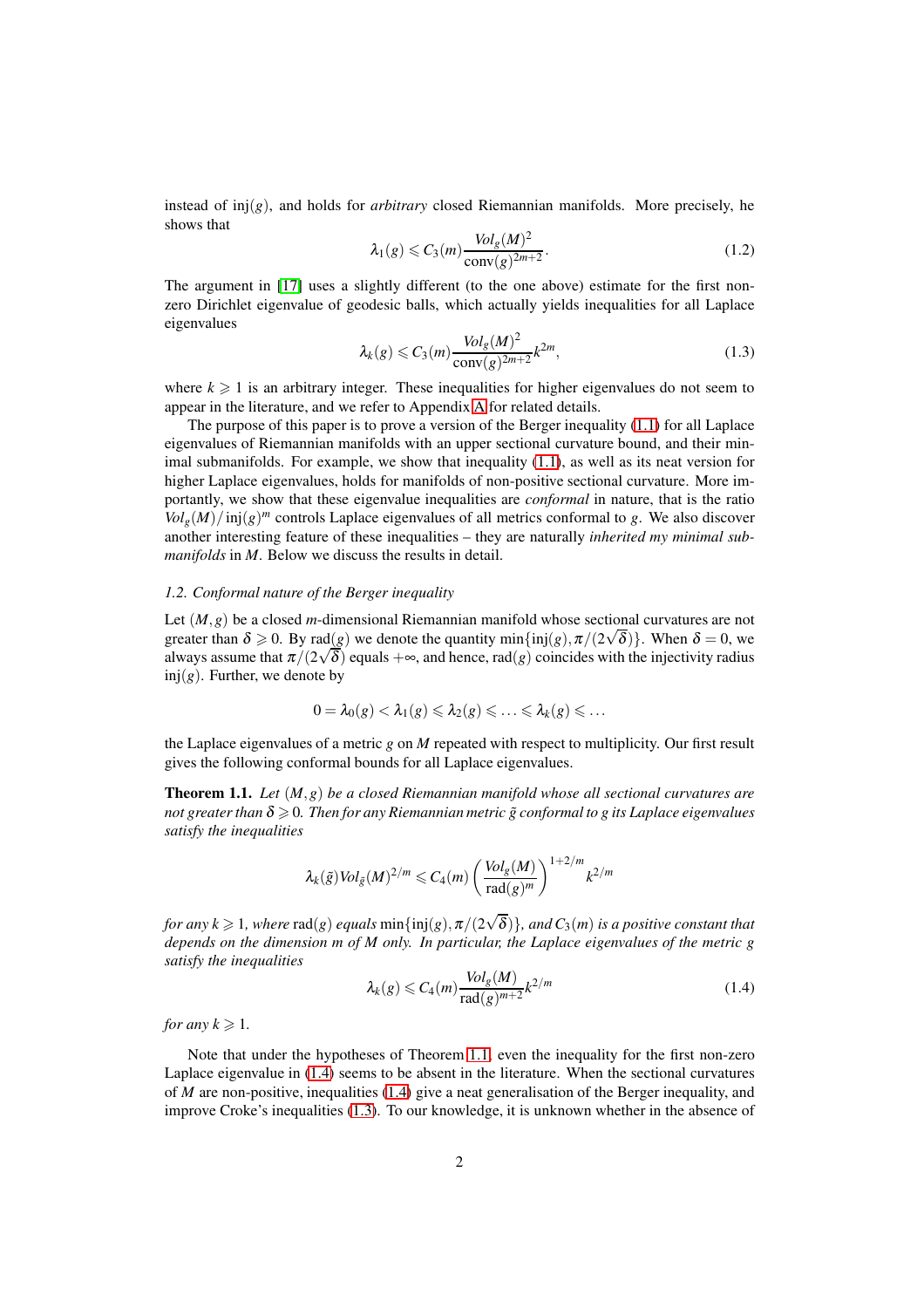instead of $\mathrm{inj}(g)$, and holds for *arbitrary* closed Riemannian manifolds. More precisely, he shows that

$$\lambda_1(g) \leqslant C_3(m)\frac{Vol_g(M)^2}{\mathrm{conv}(g)^{2m+2}}. \tag{1.2}$$

The argument in [17] uses a slightly different (to the one above) estimate for the first non-zero Dirichlet eigenvalue of geodesic balls, which actually yields inequalities for all Laplace eigenvalues

$$\lambda_k(g) \leqslant C_3(m)\frac{Vol_g(M)^2}{\mathrm{conv}(g)^{2m+2}}k^{2m}, \tag{1.3}$$

where $k \geqslant 1$ is an arbitrary integer. These inequalities for higher eigenvalues do not seem to appear in the literature, and we refer to Appendix A for related details.

The purpose of this paper is to prove a version of the Berger inequality (1.1) for all Laplace eigenvalues of Riemannian manifolds with an upper sectional curvature bound, and their minimal submanifolds. For example, we show that inequality (1.1), as well as its neat version for higher Laplace eigenvalues, holds for manifolds of non-positive sectional curvature. More importantly, we show that these eigenvalue inequalities are *conformal* in nature, that is the ratio $Vol_g(M)/\mathrm{inj}(g)^m$ controls Laplace eigenvalues of all metrics conformal to $g$. We also discover another interesting feature of these inequalities – they are naturally *inherited my minimal submanifolds* in $M$. Below we discuss the results in detail.

### 1.2. Conformal nature of the Berger inequality

Let $(M,g)$ be a closed $m$-dimensional Riemannian manifold whose sectional curvatures are not greater than $\delta \geqslant 0$. By $\mathrm{rad}(g)$ we denote the quantity $\min\{\mathrm{inj}(g), \pi/(2\sqrt{\delta})\}$. When $\delta = 0$, we always assume that $\pi/(2\sqrt{\delta})$ equals $+\infty$, and hence, $\mathrm{rad}(g)$ coincides with the injectivity radius $\mathrm{inj}(g)$. Further, we denote by

$$0 = \lambda_0(g) < \lambda_1(g) \leqslant \lambda_2(g) \leqslant \ldots \leqslant \lambda_k(g) \leqslant \ldots$$

the Laplace eigenvalues of a metric $g$ on $M$ repeated with respect to multiplicity. Our first result gives the following conformal bounds for all Laplace eigenvalues.

**Theorem 1.1.** *Let $(M,g)$ be a closed Riemannian manifold whose all sectional curvatures are not greater than $\delta \geqslant 0$. Then for any Riemannian metric $\tilde{g}$ conformal to $g$ its Laplace eigenvalues satisfy the inequalities*

$$\lambda_k(\tilde{g})Vol_{\tilde{g}}(M)^{2/m} \leqslant C_4(m)\left(\frac{Vol_g(M)}{\mathrm{rad}(g)^m}\right)^{1+2/m}k^{2/m}$$

*for any $k \geqslant 1$, where $\mathrm{rad}(g)$ equals $\min\{\mathrm{inj}(g), \pi/(2\sqrt{\delta})\}$, and $C_3(m)$ is a positive constant that depends on the dimension $m$ of $M$ only. In particular, the Laplace eigenvalues of the metric $g$ satisfy the inequalities*

$$\lambda_k(g) \leqslant C_4(m)\frac{Vol_g(M)}{\mathrm{rad}(g)^{m+2}}k^{2/m} \tag{1.4}$$

*for any $k \geqslant 1$.*

Note that under the hypotheses of Theorem 1.1, even the inequality for the first non-zero Laplace eigenvalue in (1.4) seems to be absent in the literature. When the sectional curvatures of $M$ are non-positive, inequalities (1.4) give a neat generalisation of the Berger inequality, and improve Croke's inequalities (1.3). To our knowledge, it is unknown whether in the absence of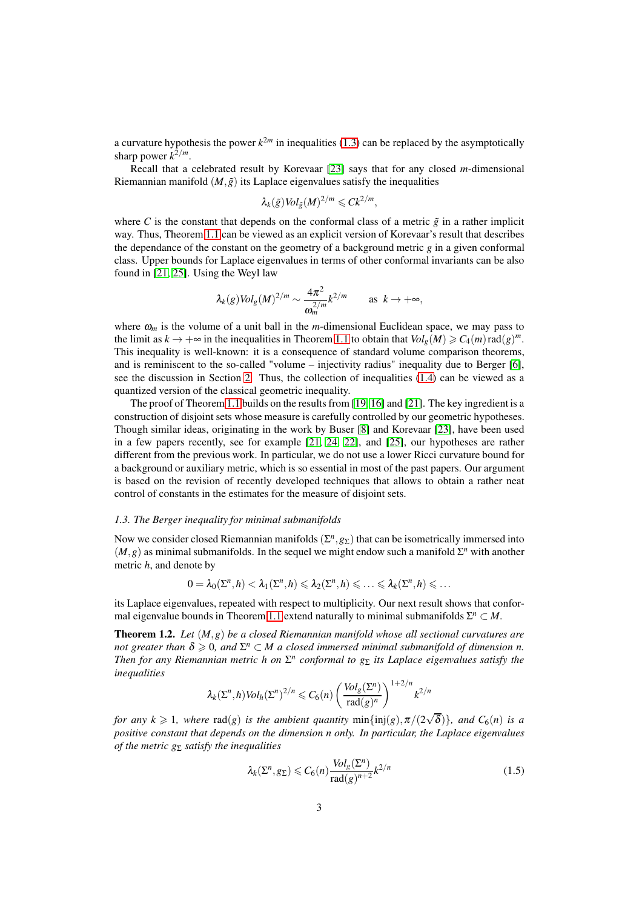a curvature hypothesis the power $k^{2m}$ in inequalities (1.3) can be replaced by the asymptotically sharp power $k^{2/m}$.

Recall that a celebrated result by Korevaar [23] says that for any closed $m$-dimensional Riemannian manifold $(M,\tilde{g})$ its Laplace eigenvalues satisfy the inequalities

$$\lambda_k(\tilde{g})Vol_{\tilde{g}}(M)^{2/m} \leqslant Ck^{2/m},$$

where $C$ is the constant that depends on the conformal class of a metric $\tilde{g}$ in a rather implicit way. Thus, Theorem 1.1 can be viewed as an explicit version of Korevaar's result that describes the dependance of the constant on the geometry of a background metric $g$ in a given conformal class. Upper bounds for Laplace eigenvalues in terms of other conformal invariants can be also found in [21, 25]. Using the Weyl law

$$\lambda_k(g)Vol_g(M)^{2/m} \sim \frac{4\pi^2}{\omega_m^{2/m}}k^{2/m} \qquad \text{as } k\to+\infty,$$

where $\omega_m$ is the volume of a unit ball in the $m$-dimensional Euclidean space, we may pass to the limit as $k\to+\infty$ in the inequalities in Theorem 1.1 to obtain that $Vol_g(M) \geqslant C_4(m)\operatorname{rad}(g)^m$. This inequality is well-known: it is a consequence of standard volume comparison theorems, and is reminiscent to the so-called "volume – injectivity radius" inequality due to Berger [6], see the discussion in Section 2. Thus, the collection of inequalities (1.4) can be viewed as a quantized version of the classical geometric inequality.

The proof of Theorem 1.1 builds on the results from [19, 16] and [21]. The key ingredient is a construction of disjoint sets whose measure is carefully controlled by our geometric hypotheses. Though similar ideas, originating in the work by Buser [8] and Korevaar [23], have been used in a few papers recently, see for example [21, 24, 22], and [25], our hypotheses are rather different from the previous work. In particular, we do not use a lower Ricci curvature bound for a background or auxiliary metric, which is so essential in most of the past papers. Our argument is based on the revision of recently developed techniques that allows to obtain a rather neat control of constants in the estimates for the measure of disjoint sets.

### 1.3. The Berger inequality for minimal submanifolds

Now we consider closed Riemannian manifolds $(\Sigma^n, g_\Sigma)$ that can be isometrically immersed into $(M,g)$ as minimal submanifolds. In the sequel we might endow such a manifold $\Sigma^n$ with another metric $h$, and denote by

$$0=\lambda_0(\Sigma^n,h)<\lambda_1(\Sigma^n,h)\leqslant\lambda_2(\Sigma^n,h)\leqslant\ldots\leqslant\lambda_k(\Sigma^n,h)\leqslant\ldots$$

its Laplace eigenvalues, repeated with respect to multiplicity. Our next result shows that conformal eigenvalue bounds in Theorem 1.1 extend naturally to minimal submanifolds $\Sigma^n\subset M$.

**Theorem 1.2.** *Let $(M,g)$ be a closed Riemannian manifold whose all sectional curvatures are not greater than $\delta\geqslant 0$, and $\Sigma^n\subset M$ a closed immersed minimal submanifold of dimension $n$. Then for any Riemannian metric $h$ on $\Sigma^n$ conformal to $g_\Sigma$ its Laplace eigenvalues satisfy the inequalities*

$$\lambda_k(\Sigma^n,h)Vol_h(\Sigma^n)^{2/n} \leqslant C_6(n)\left(\frac{Vol_g(\Sigma^n)}{\operatorname{rad}(g)^n}\right)^{1+2/n}k^{2/n}$$

*for any $k\geqslant 1$, where $\operatorname{rad}(g)$ is the ambient quantity $\min\{\operatorname{inj}(g),\pi/(2\sqrt{\delta})\}$, and $C_6(n)$ is a positive constant that depends on the dimension $n$ only. In particular, the Laplace eigenvalues of the metric $g_\Sigma$ satisfy the inequalities*

$$\lambda_k(\Sigma^n,g_\Sigma)\leqslant C_6(n)\frac{Vol_g(\Sigma^n)}{\operatorname{rad}(g)^{n+2}}k^{2/n} \tag{1.5}$$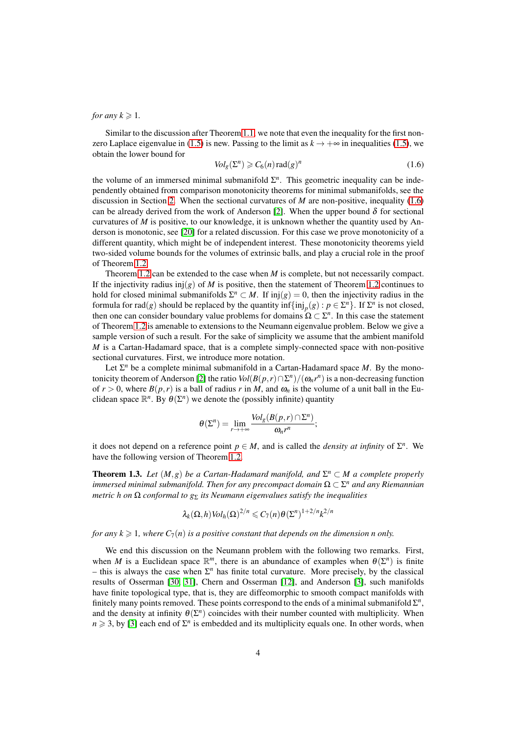*for any* $k \geqslant 1$.

Similar to the discussion after Theorem 1.1, we note that even the inequality for the first non-zero Laplace eigenvalue in (1.5) is new. Passing to the limit as $k \to +\infty$ in inequalities (1.5), we obtain the lower bound for

$$Vol_g(\Sigma^n) \geqslant C_6(n)\,\mathrm{rad}(g)^n \tag{1.6}$$

the volume of an immersed minimal submanifold $\Sigma^n$. This geometric inequality can be independently obtained from comparison monotonicity theorems for minimal submanifolds, see the discussion in Section 2. When the sectional curvatures of $M$ are non-positive, inequality (1.6) can be already derived from the work of Anderson [2]. When the upper bound $\delta$ for sectional curvatures of $M$ is positive, to our knowledge, it is unknown whether the quantity used by Anderson is monotonic, see [20] for a related discussion. For this case we prove monotonicity of a different quantity, which might be of independent interest. These monotonicity theorems yield two-sided volume bounds for the volumes of extrinsic balls, and play a crucial role in the proof of Theorem 1.2.

Theorem 1.2 can be extended to the case when $M$ is complete, but not necessarily compact. If the injectivity radius $\mathrm{inj}(g)$ of $M$ is positive, then the statement of Theorem 1.2 continues to hold for closed minimal submanifolds $\Sigma^n \subset M$. If $\mathrm{inj}(g) = 0$, then the injectivity radius in the formula for $\mathrm{rad}(g)$ should be replaced by the quantity $\inf\{\mathrm{inj}_p(g) : p \in \Sigma^n\}$. If $\Sigma^n$ is not closed, then one can consider boundary value problems for domains $\Omega \subset \Sigma^n$. In this case the statement of Theorem 1.2 is amenable to extensions to the Neumann eigenvalue problem. Below we give a sample version of such a result. For the sake of simplicity we assume that the ambient manifold $M$ is a Cartan-Hadamard space, that is a complete simply-connected space with non-positive sectional curvatures. First, we introduce more notation.

Let $\Sigma^n$ be a complete minimal submanifold in a Cartan-Hadamard space $M$. By the monotonicity theorem of Anderson [2] the ratio $Vol(B(p,r) \cap \Sigma^n)/(\omega_n r^n)$ is a non-decreasing function of $r > 0$, where $B(p,r)$ is a ball of radius $r$ in $M$, and $\omega_n$ is the volume of a unit ball in the Euclidean space $\mathbb{R}^n$. By $\theta(\Sigma^n)$ we denote the (possibly infinite) quantity

$$\theta(\Sigma^n) = \lim_{r \to +\infty} \frac{Vol_g(B(p,r) \cap \Sigma^n)}{\omega_n r^n};$$

it does not depend on a reference point $p \in M$, and is called the *density at infinity* of $\Sigma^n$. We have the following version of Theorem 1.2.

**Theorem 1.3.** *Let $(M,g)$ be a Cartan-Hadamard manifold, and $\Sigma^n \subset M$ a complete properly immersed minimal submanifold. Then for any precompact domain $\Omega \subset \Sigma^n$ and any Riemannian metric $h$ on $\Omega$ conformal to $g_\Sigma$ its Neumann eigenvalues satisfy the inequalities*

$$\lambda_k(\Omega, h) Vol_h(\Omega)^{2/n} \leqslant C_7(n)\theta(\Sigma^n)^{1+2/n} k^{2/n}$$

*for any $k \geqslant 1$, where $C_7(n)$ is a positive constant that depends on the dimension $n$ only.*

We end this discussion on the Neumann problem with the following two remarks. First, when $M$ is a Euclidean space $\mathbb{R}^m$, there is an abundance of examples when $\theta(\Sigma^n)$ is finite – this is always the case when $\Sigma^n$ has finite total curvature. More precisely, by the classical results of Osserman [30, 31], Chern and Osserman [12], and Anderson [3], such manifolds have finite topological type, that is, they are diffeomorphic to smooth compact manifolds with finitely many points removed. These points correspond to the ends of a minimal submanifold $\Sigma^n$, and the density at infinity $\theta(\Sigma^n)$ coincides with their number counted with multiplicity. When $n \geqslant 3$, by [3] each end of $\Sigma^n$ is embedded and its multiplicity equals one. In other words, when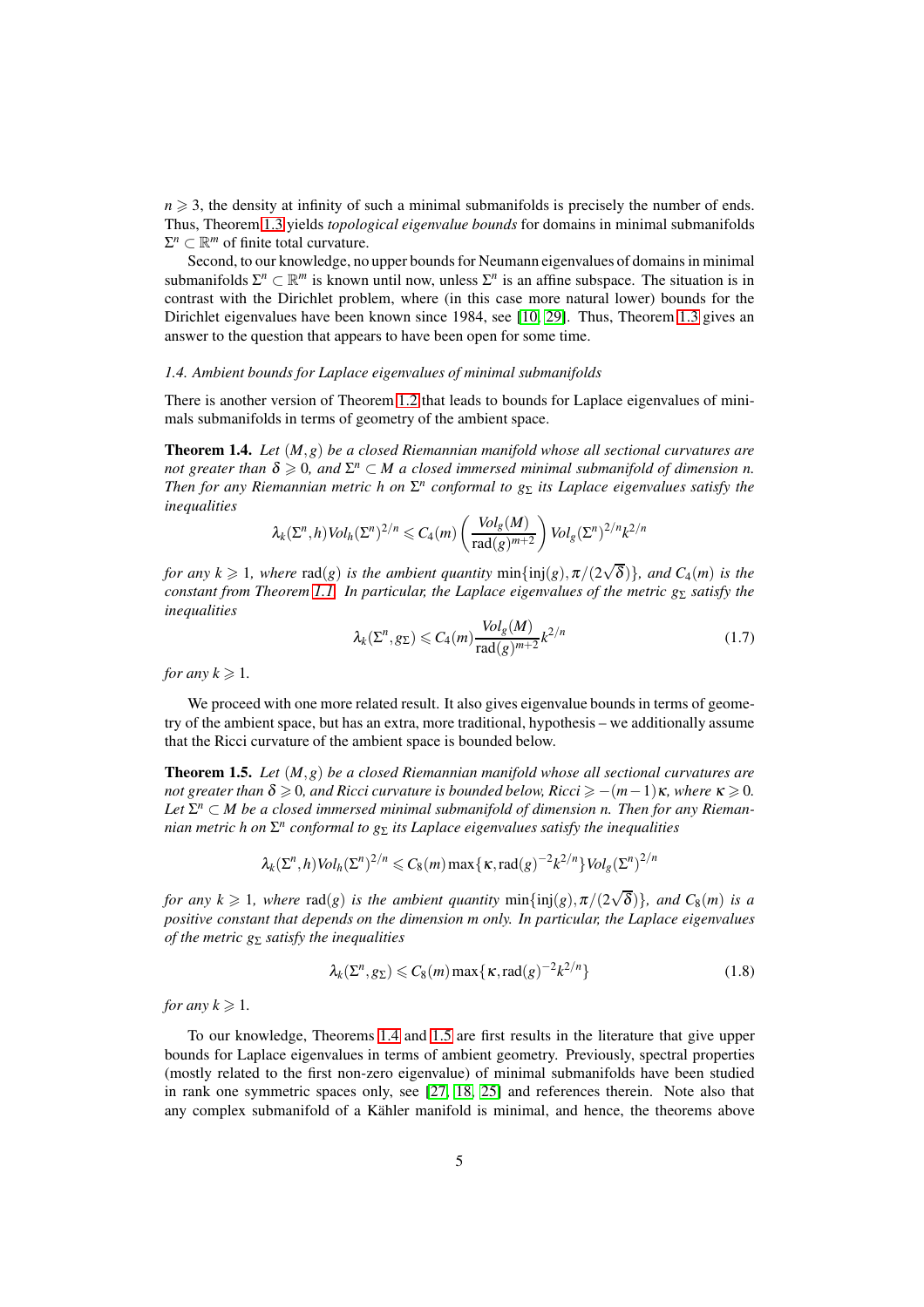$n \geqslant 3$, the density at infinity of such a minimal submanifolds is precisely the number of ends. Thus, Theorem 1.3 yields *topological eigenvalue bounds* for domains in minimal submanifolds $\Sigma^n \subset \mathbb{R}^m$ of finite total curvature.

Second, to our knowledge, no upper bounds for Neumann eigenvalues of domains in minimal submanifolds $\Sigma^n \subset \mathbb{R}^m$ is known until now, unless $\Sigma^n$ is an affine subspace. The situation is in contrast with the Dirichlet problem, where (in this case more natural lower) bounds for the Dirichlet eigenvalues have been known since 1984, see [10, 29]. Thus, Theorem 1.3 gives an answer to the question that appears to have been open for some time.

### 1.4. Ambient bounds for Laplace eigenvalues of minimal submanifolds

There is another version of Theorem 1.2 that leads to bounds for Laplace eigenvalues of minimals submanifolds in terms of geometry of the ambient space.

**Theorem 1.4.** *Let $(M,g)$ be a closed Riemannian manifold whose all sectional curvatures are not greater than $\delta \geqslant 0$, and $\Sigma^n \subset M$ a closed immersed minimal submanifold of dimension $n$. Then for any Riemannian metric $h$ on $\Sigma^n$ conformal to $g_\Sigma$ its Laplace eigenvalues satisfy the inequalities*

$$\lambda_k(\Sigma^n,h)Vol_h(\Sigma^n)^{2/n} \leqslant C_4(m)\left(\frac{Vol_g(M)}{\mathrm{rad}(g)^{m+2}}\right)Vol_g(\Sigma^n)^{2/n}k^{2/n}$$

*for any $k \geqslant 1$, where $\mathrm{rad}(g)$ is the ambient quantity $\min\{\mathrm{inj}(g),\pi/(2\sqrt{\delta})\}$, and $C_4(m)$ is the constant from Theorem 1.1. In particular, the Laplace eigenvalues of the metric $g_\Sigma$ satisfy the inequalities*

$$\lambda_k(\Sigma^n,g_\Sigma) \leqslant C_4(m)\frac{Vol_g(M)}{\mathrm{rad}(g)^{m+2}}k^{2/n} \tag{1.7}$$

*for any $k \geqslant 1$.*

We proceed with one more related result. It also gives eigenvalue bounds in terms of geometry of the ambient space, but has an extra, more traditional, hypothesis – we additionally assume that the Ricci curvature of the ambient space is bounded below.

**Theorem 1.5.** *Let $(M,g)$ be a closed Riemannian manifold whose all sectional curvatures are not greater than $\delta \geqslant 0$, and Ricci curvature is bounded below, $Ricci \geqslant -(m-1)\kappa$, where $\kappa \geqslant 0$. Let $\Sigma^n \subset M$ be a closed immersed minimal submanifold of dimension $n$. Then for any Riemannian metric $h$ on $\Sigma^n$ conformal to $g_\Sigma$ its Laplace eigenvalues satisfy the inequalities*

$$\lambda_k(\Sigma^n,h)Vol_h(\Sigma^n)^{2/n} \leqslant C_8(m)\max\{\kappa,\mathrm{rad}(g)^{-2}k^{2/n}\}Vol_g(\Sigma^n)^{2/n}$$

*for any $k \geqslant 1$, where $\mathrm{rad}(g)$ is the ambient quantity $\min\{\mathrm{inj}(g),\pi/(2\sqrt{\delta})\}$, and $C_8(m)$ is a positive constant that depends on the dimension $m$ only. In particular, the Laplace eigenvalues of the metric $g_\Sigma$ satisfy the inequalities*

$$\lambda_k(\Sigma^n,g_\Sigma) \leqslant C_8(m)\max\{\kappa,\mathrm{rad}(g)^{-2}k^{2/n}\} \tag{1.8}$$

*for any $k \geqslant 1$.*

To our knowledge, Theorems 1.4 and 1.5 are first results in the literature that give upper bounds for Laplace eigenvalues in terms of ambient geometry. Previously, spectral properties (mostly related to the first non-zero eigenvalue) of minimal submanifolds have been studied in rank one symmetric spaces only, see [27, 18, 25] and references therein. Note also that any complex submanifold of a Kähler manifold is minimal, and hence, the theorems above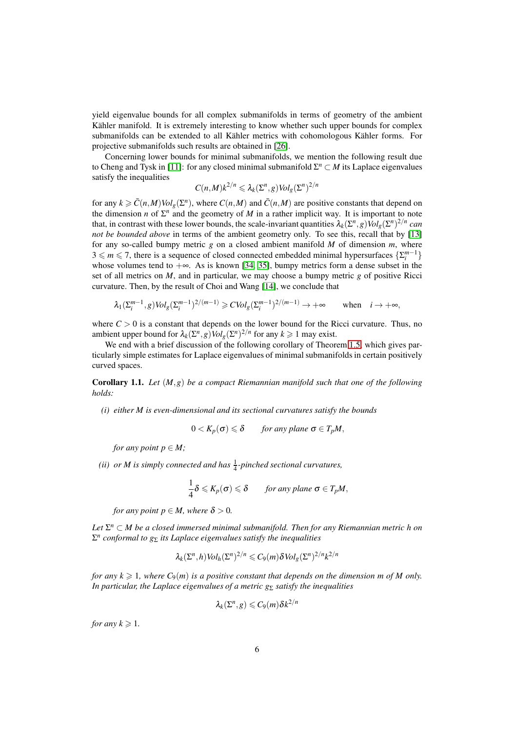yield eigenvalue bounds for all complex submanifolds in terms of geometry of the ambient Kähler manifold. It is extremely interesting to know whether such upper bounds for complex submanifolds can be extended to all Kähler metrics with cohomologous Kähler forms. For projective submanifolds such results are obtained in [26].

Concerning lower bounds for minimal submanifolds, we mention the following result due to Cheng and Tysk in [11]: for any closed minimal submanifold $\Sigma^n \subset M$ its Laplace eigenvalues satisfy the inequalities

$$C(n,M)k^{2/n} \leqslant \lambda_k(\Sigma^n,g)Vol_g(\Sigma^n)^{2/n}$$

for any $k \geqslant \bar{C}(n,M)Vol_g(\Sigma^n)$, where $C(n,M)$ and $\bar{C}(n,M)$ are positive constants that depend on the dimension $n$ of $\Sigma^n$ and the geometry of $M$ in a rather implicit way. It is important to note that, in contrast with these lower bounds, the scale-invariant quantities $\lambda_k(\Sigma^n,g)Vol_g(\Sigma^n)^{2/n}$ *can not be bounded above* in terms of the ambient geometry only. To see this, recall that by [13] for any so-called bumpy metric $g$ on a closed ambient manifold $M$ of dimension $m$, where $3 \leqslant m \leqslant 7$, there is a sequence of closed connected embedded minimal hypersurfaces $\{\Sigma_i^{m-1}\}$ whose volumes tend to $+\infty$. As is known [34, 35], bumpy metrics form a dense subset in the set of all metrics on $M$, and in particular, we may choose a bumpy metric $g$ of positive Ricci curvature. Then, by the result of Choi and Wang [14], we conclude that

$$\lambda_1(\Sigma_i^{m-1},g)Vol_g(\Sigma_i^{m-1})^{2/(m-1)} \geqslant CVol_g(\Sigma_i^{m-1})^{2/(m-1)} \to +\infty \qquad \text{when} \quad i \to +\infty,$$

where $C > 0$ is a constant that depends on the lower bound for the Ricci curvature. Thus, no ambient upper bound for $\lambda_k(\Sigma^n,g)Vol_g(\Sigma^n)^{2/n}$ for any $k \geqslant 1$ may exist.

We end with a brief discussion of the following corollary of Theorem 1.5, which gives particularly simple estimates for Laplace eigenvalues of minimal submanifolds in certain positively curved spaces.

**Corollary 1.1.** *Let $(M,g)$ be a compact Riemannian manifold such that one of the following holds:*

*(i) either $M$ is even-dimensional and its sectional curvatures satisfy the bounds*

$$0 < K_p(\sigma) \leqslant \delta \qquad \text{for any plane } \sigma \in T_pM,$$

*for any point $p \in M$;*

*(ii) or $M$ is simply connected and has $\frac{1}{4}$-pinched sectional curvatures,*

$$\frac{1}{4}\delta \leqslant K_p(\sigma) \leqslant \delta \qquad \text{for any plane } \sigma \in T_pM,$$

*for any point $p \in M$, where $\delta > 0$.*

*Let $\Sigma^n \subset M$ be a closed immersed minimal submanifold. Then for any Riemannian metric $h$ on $\Sigma^n$ conformal to $g_\Sigma$ its Laplace eigenvalues satisfy the inequalities*

$$\lambda_k(\Sigma^n,h)Vol_h(\Sigma^n)^{2/n} \leqslant C_9(m)\delta Vol_g(\Sigma^n)^{2/n}k^{2/n}$$

*for any $k \geqslant 1$, where $C_9(m)$ is a positive constant that depends on the dimension $m$ of $M$ only. In particular, the Laplace eigenvalues of a metric $g_\Sigma$ satisfy the inequalities*

$$\lambda_k(\Sigma^n,g) \leqslant C_9(m)\delta k^{2/n}$$

*for any $k \geqslant 1$.*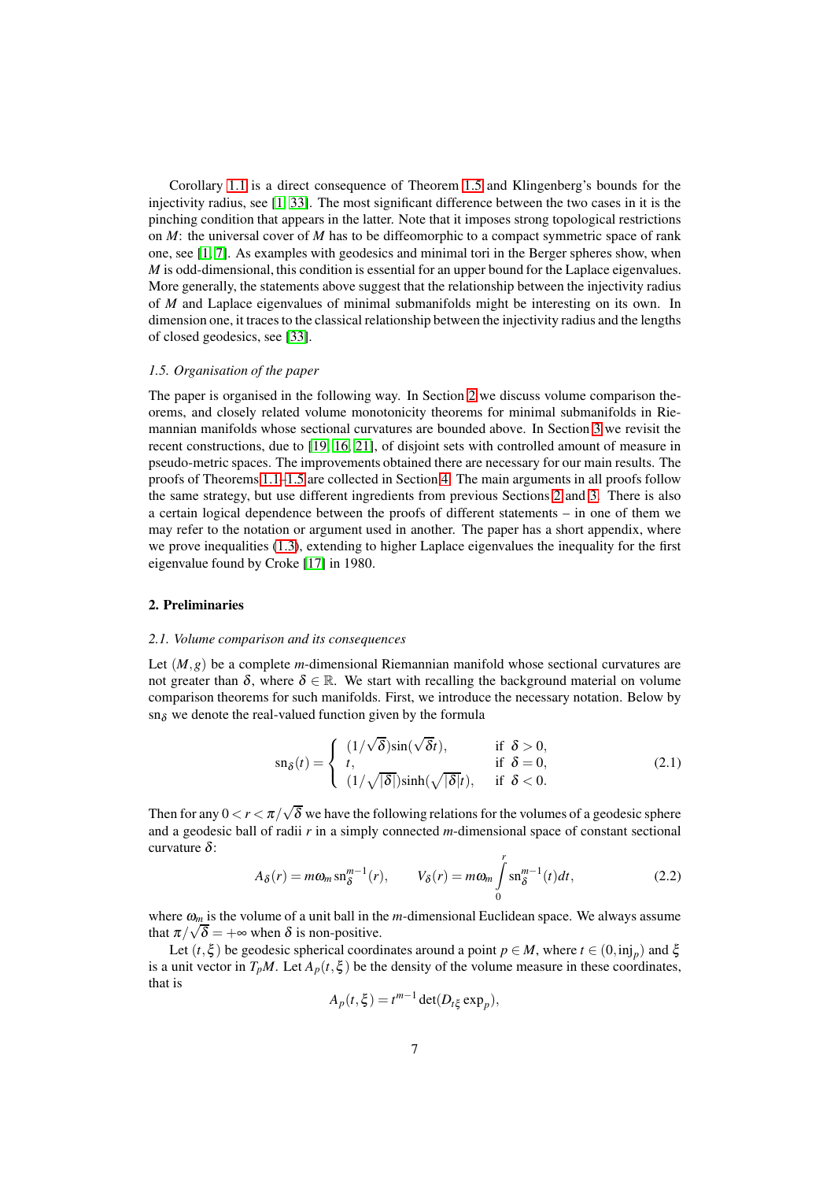Corollary 1.1 is a direct consequence of Theorem 1.5 and Klingenberg's bounds for the injectivity radius, see [1, 33]. The most significant difference between the two cases in it is the pinching condition that appears in the latter. Note that it imposes strong topological restrictions on $M$: the universal cover of $M$ has to be diffeomorphic to a compact symmetric space of rank one, see [1, 7]. As examples with geodesics and minimal tori in the Berger spheres show, when $M$ is odd-dimensional, this condition is essential for an upper bound for the Laplace eigenvalues. More generally, the statements above suggest that the relationship between the injectivity radius of $M$ and Laplace eigenvalues of minimal submanifolds might be interesting on its own. In dimension one, it traces to the classical relationship between the injectivity radius and the lengths of closed geodesics, see [33].

*1.5. Organisation of the paper*

The paper is organised in the following way. In Section 2 we discuss volume comparison theorems, and closely related volume monotonicity theorems for minimal submanifolds in Riemannian manifolds whose sectional curvatures are bounded above. In Section 3 we revisit the recent constructions, due to [19, 16, 21], of disjoint sets with controlled amount of measure in pseudo-metric spaces. The improvements obtained there are necessary for our main results. The proofs of Theorems 1.1–1.5 are collected in Section 4. The main arguments in all proofs follow the same strategy, but use different ingredients from previous Sections 2 and 3. There is also a certain logical dependence between the proofs of different statements – in one of them we may refer to the notation or argument used in another. The paper has a short appendix, where we prove inequalities (1.3), extending to higher Laplace eigenvalues the inequality for the first eigenvalue found by Croke [17] in 1980.

## 2. Preliminaries

*2.1. Volume comparison and its consequences*

Let $(M,g)$ be a complete $m$-dimensional Riemannian manifold whose sectional curvatures are not greater than $\delta$, where $\delta\in\mathbb{R}$. We start with recalling the background material on volume comparison theorems for such manifolds. First, we introduce the necessary notation. Below by $\mathrm{sn}_\delta$ we denote the real-valued function given by the formula

$$\mathrm{sn}_\delta(t)=\begin{cases}(1/\sqrt{\delta})\sin(\sqrt{\delta}t), & \text{if } \delta>0,\\ t, & \text{if } \delta=0,\\ (1/\sqrt{|\delta|})\sinh(\sqrt{|\delta|}t), & \text{if } \delta<0.\end{cases}\tag{2.1}$$

Then for any $0<r<\pi/\sqrt{\delta}$ we have the following relations for the volumes of a geodesic sphere and a geodesic ball of radii $r$ in a simply connected $m$-dimensional space of constant sectional curvature $\delta$:

$$A_\delta(r)=m\omega_m\,\mathrm{sn}_\delta^{m-1}(r),\qquad V_\delta(r)=m\omega_m\int_0^r\mathrm{sn}_\delta^{m-1}(t)dt,\tag{2.2}$$

where $\omega_m$ is the volume of a unit ball in the $m$-dimensional Euclidean space. We always assume that $\pi/\sqrt{\delta}=+\infty$ when $\delta$ is non-positive.

Let $(t,\xi)$ be geodesic spherical coordinates around a point $p\in M$, where $t\in(0,\mathrm{inj}_p)$ and $\xi$ is a unit vector in $T_pM$. Let $A_p(t,\xi)$ be the density of the volume measure in these coordinates, that is

$$A_p(t,\xi)=t^{m-1}\det(D_{t\xi}\exp_p),$$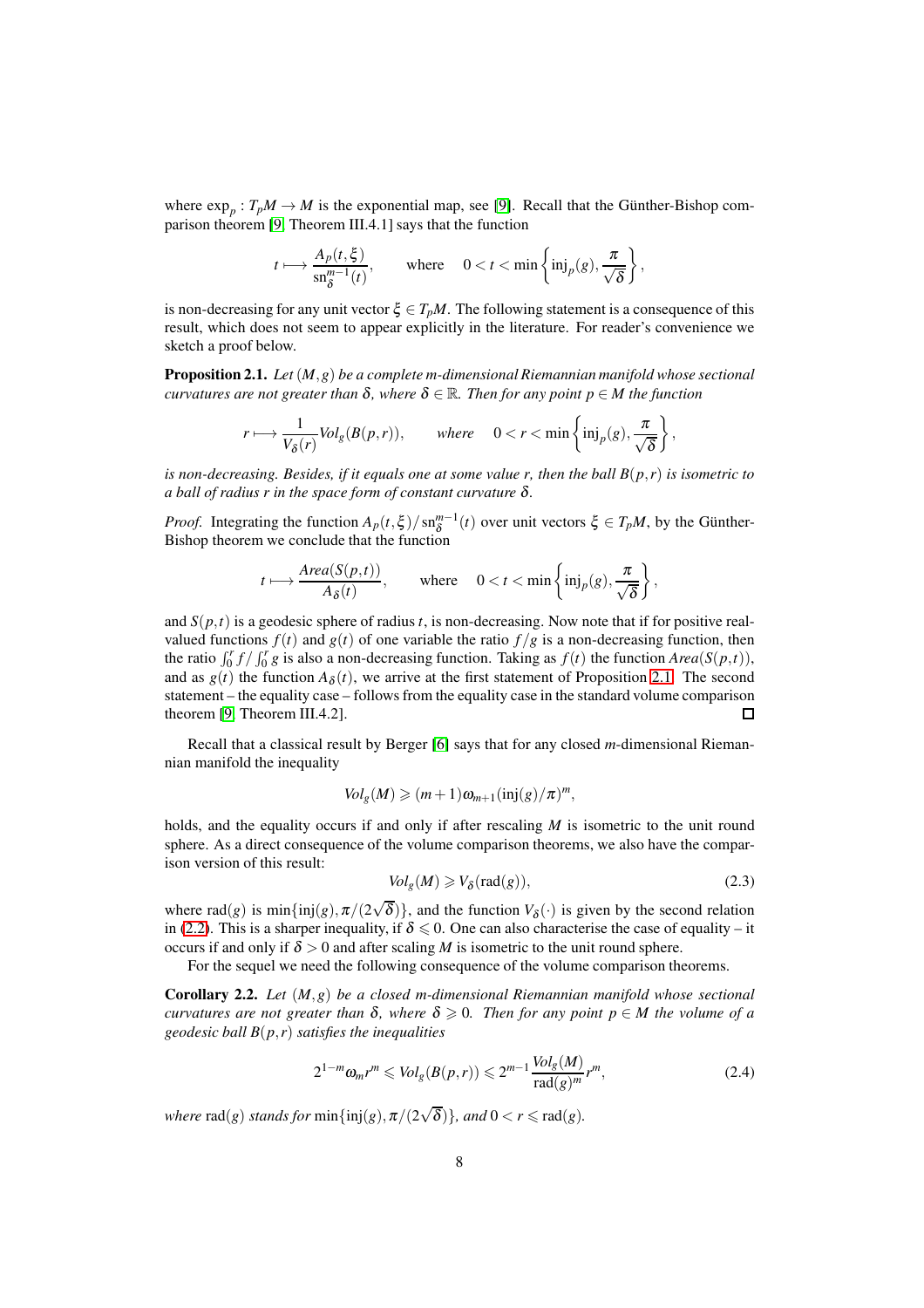where $\exp_p : T_pM \to M$ is the exponential map, see [9]. Recall that the Günther-Bishop comparison theorem [9, Theorem III.4.1] says that the function

$$t \longmapsto \frac{A_p(t,\xi)}{\mathrm{sn}_\delta^{m-1}(t)}, \qquad \text{where} \quad 0 < t < \min\left\{ \mathrm{inj}_p(g), \frac{\pi}{\sqrt{\delta}} \right\},$$

is non-decreasing for any unit vector $\xi \in T_pM$. The following statement is a consequence of this result, which does not seem to appear explicitly in the literature. For reader's convenience we sketch a proof below.

**Proposition 2.1.** *Let $(M,g)$ be a complete $m$-dimensional Riemannian manifold whose sectional curvatures are not greater than $\delta$, where $\delta \in \mathbb{R}$. Then for any point $p \in M$ the function*

$$r \longmapsto \frac{1}{V_\delta(r)} \mathit{Vol}_g(B(p,r)), \qquad \textit{where} \quad 0 < r < \min\left\{ \mathrm{inj}_p(g), \frac{\pi}{\sqrt{\delta}} \right\},$$

*is non-decreasing. Besides, if it equals one at some value $r$, then the ball $B(p,r)$ is isometric to a ball of radius $r$ in the space form of constant curvature $\delta$.*

*Proof.* Integrating the function $A_p(t,\xi)/\mathrm{sn}_\delta^{m-1}(t)$ over unit vectors $\xi \in T_pM$, by the Günther-Bishop theorem we conclude that the function

$$t \longmapsto \frac{\mathit{Area}(S(p,t))}{A_\delta(t)}, \qquad \text{where} \quad 0 < t < \min\left\{ \mathrm{inj}_p(g), \frac{\pi}{\sqrt{\delta}} \right\},$$

and $S(p,t)$ is a geodesic sphere of radius $t$, is non-decreasing. Now note that if for positive real-valued functions $f(t)$ and $g(t)$ of one variable the ratio $f/g$ is a non-decreasing function, then the ratio $\int_0^r f / \int_0^r g$ is also a non-decreasing function. Taking as $f(t)$ the function $\mathit{Area}(S(p,t))$, and as $g(t)$ the function $A_\delta(t)$, we arrive at the first statement of Proposition 2.1. The second statement – the equality case – follows from the equality case in the standard volume comparison theorem [9, Theorem III.4.2]. ◻

Recall that a classical result by Berger [6] says that for any closed $m$-dimensional Riemannian manifold the inequality

$$\mathit{Vol}_g(M) \geqslant (m+1)\omega_{m+1}(\mathrm{inj}(g)/\pi)^m,$$

holds, and the equality occurs if and only if after rescaling $M$ is isometric to the unit round sphere. As a direct consequence of the volume comparison theorems, we also have the comparison version of this result:

$$\mathit{Vol}_g(M) \geqslant V_\delta(\mathrm{rad}(g)), \tag{2.3}$$

where $\mathrm{rad}(g)$ is $\min\{\mathrm{inj}(g), \pi/(2\sqrt{\delta})\}$, and the function $V_\delta(\cdot)$ is given by the second relation in (2.2). This is a sharper inequality, if $\delta \leqslant 0$. One can also characterise the case of equality – it occurs if and only if $\delta > 0$ and after scaling $M$ is isometric to the unit round sphere.

For the sequel we need the following consequence of the volume comparison theorems.

**Corollary 2.2.** *Let $(M,g)$ be a closed $m$-dimensional Riemannian manifold whose sectional curvatures are not greater than $\delta$, where $\delta \geqslant 0$. Then for any point $p \in M$ the volume of a geodesic ball $B(p,r)$ satisfies the inequalities*

$$2^{1-m}\omega_m r^m \leqslant \mathit{Vol}_g(B(p,r)) \leqslant 2^{m-1}\frac{\mathit{Vol}_g(M)}{\mathrm{rad}(g)^m} r^m, \tag{2.4}$$

*where $\mathrm{rad}(g)$ stands for $\min\{\mathrm{inj}(g), \pi/(2\sqrt{\delta})\}$, and $0 < r \leqslant \mathrm{rad}(g)$.*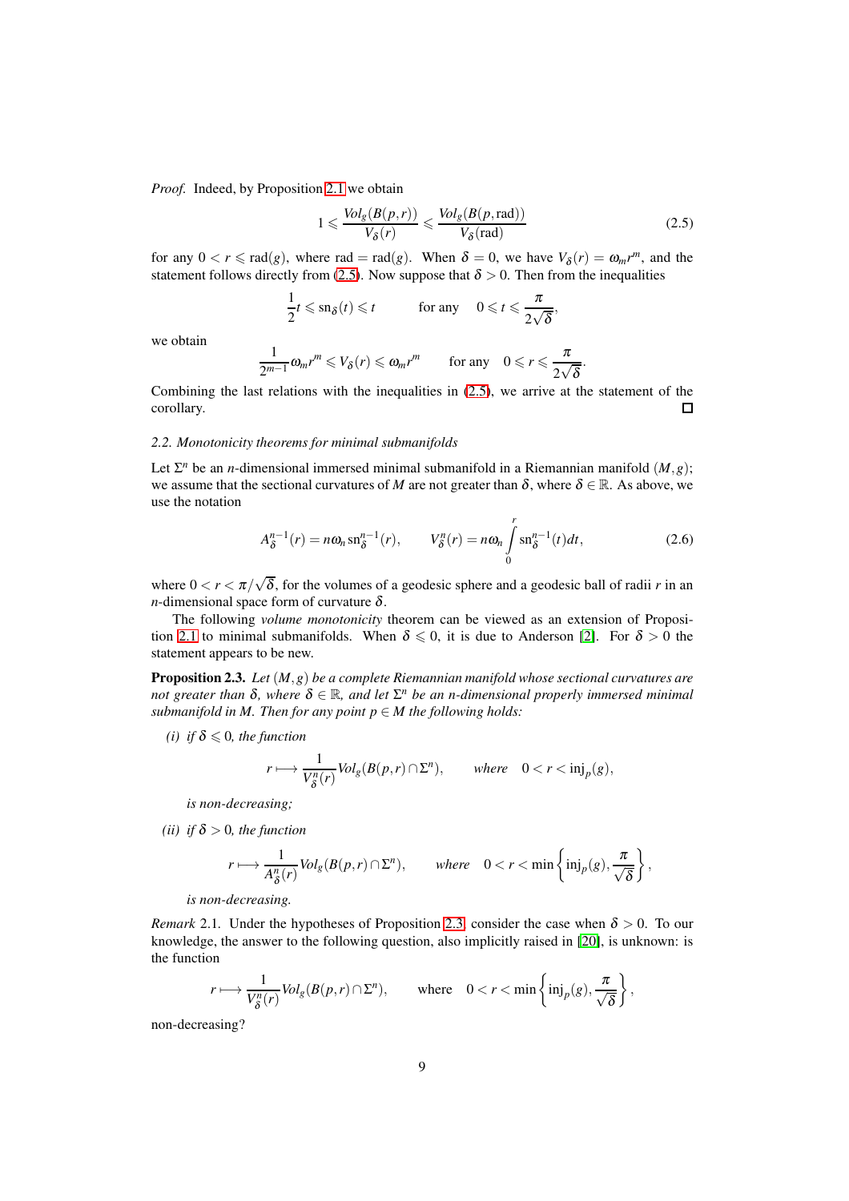*Proof.* Indeed, by Proposition 2.1 we obtain

$$1 \leqslant \frac{Vol_g(B(p,r))}{V_\delta(r)} \leqslant \frac{Vol_g(B(p,\mathrm{rad}))}{V_\delta(\mathrm{rad})} \tag{2.5}$$

for any $0 < r \leqslant \mathrm{rad}(g)$, where $\mathrm{rad} = \mathrm{rad}(g)$. When $\delta = 0$, we have $V_\delta(r) = \omega_m r^m$, and the statement follows directly from (2.5). Now suppose that $\delta > 0$. Then from the inequalities

$$\frac{1}{2}t \leqslant \mathrm{sn}_\delta(t) \leqslant t \qquad \text{for any} \quad 0 \leqslant t \leqslant \frac{\pi}{2\sqrt{\delta}},$$

we obtain

$$\frac{1}{2^{m-1}}\omega_m r^m \leqslant V_\delta(r) \leqslant \omega_m r^m \qquad \text{for any} \quad 0 \leqslant r \leqslant \frac{\pi}{2\sqrt{\delta}}.$$

Combining the last relations with the inequalities in (2.5), we arrive at the statement of the corollary. ◻

### 2.2. Monotonicity theorems for minimal submanifolds

Let $\Sigma^n$ be an $n$-dimensional immersed minimal submanifold in a Riemannian manifold $(M,g)$; we assume that the sectional curvatures of $M$ are not greater than $\delta$, where $\delta \in \mathbb{R}$. As above, we use the notation

$$A_\delta^{n-1}(r) = n\omega_n \mathrm{sn}_\delta^{n-1}(r), \qquad V_\delta^n(r) = n\omega_n \int_0^r \mathrm{sn}_\delta^{n-1}(t)dt, \tag{2.6}$$

where $0 < r < \pi/\sqrt{\delta}$, for the volumes of a geodesic sphere and a geodesic ball of radii $r$ in an $n$-dimensional space form of curvature $\delta$.

The following *volume monotonicity* theorem can be viewed as an extension of Proposition 2.1 to minimal submanifolds. When $\delta \leqslant 0$, it is due to Anderson [2]. For $\delta > 0$ the statement appears to be new.

**Proposition 2.3.** *Let $(M,g)$ be a complete Riemannian manifold whose sectional curvatures are not greater than $\delta$, where $\delta \in \mathbb{R}$, and let $\Sigma^n$ be an $n$-dimensional properly immersed minimal submanifold in $M$. Then for any point $p \in M$ the following holds:*

*(i) if $\delta \leqslant 0$, the function*

$$r \longmapsto \frac{1}{V_\delta^n(r)} Vol_g(B(p,r) \cap \Sigma^n), \qquad \textit{where} \quad 0 < r < \mathrm{inj}_p(g),$$

*is non-decreasing;*

*(ii) if $\delta > 0$, the function*

$$r \longmapsto \frac{1}{A_\delta^n(r)} Vol_g(B(p,r) \cap \Sigma^n), \qquad \textit{where} \quad 0 < r < \min\left\{\mathrm{inj}_p(g), \frac{\pi}{\sqrt{\delta}}\right\},$$

*is non-decreasing.*

*Remark* 2.1. Under the hypotheses of Proposition 2.3 consider the case when $\delta > 0$. To our knowledge, the answer to the following question, also implicitly raised in [20], is unknown: is the function

$$r \longmapsto \frac{1}{V_\delta^n(r)} Vol_g(B(p,r) \cap \Sigma^n), \qquad \text{where} \quad 0 < r < \min\left\{\mathrm{inj}_p(g), \frac{\pi}{\sqrt{\delta}}\right\},$$

non-decreasing?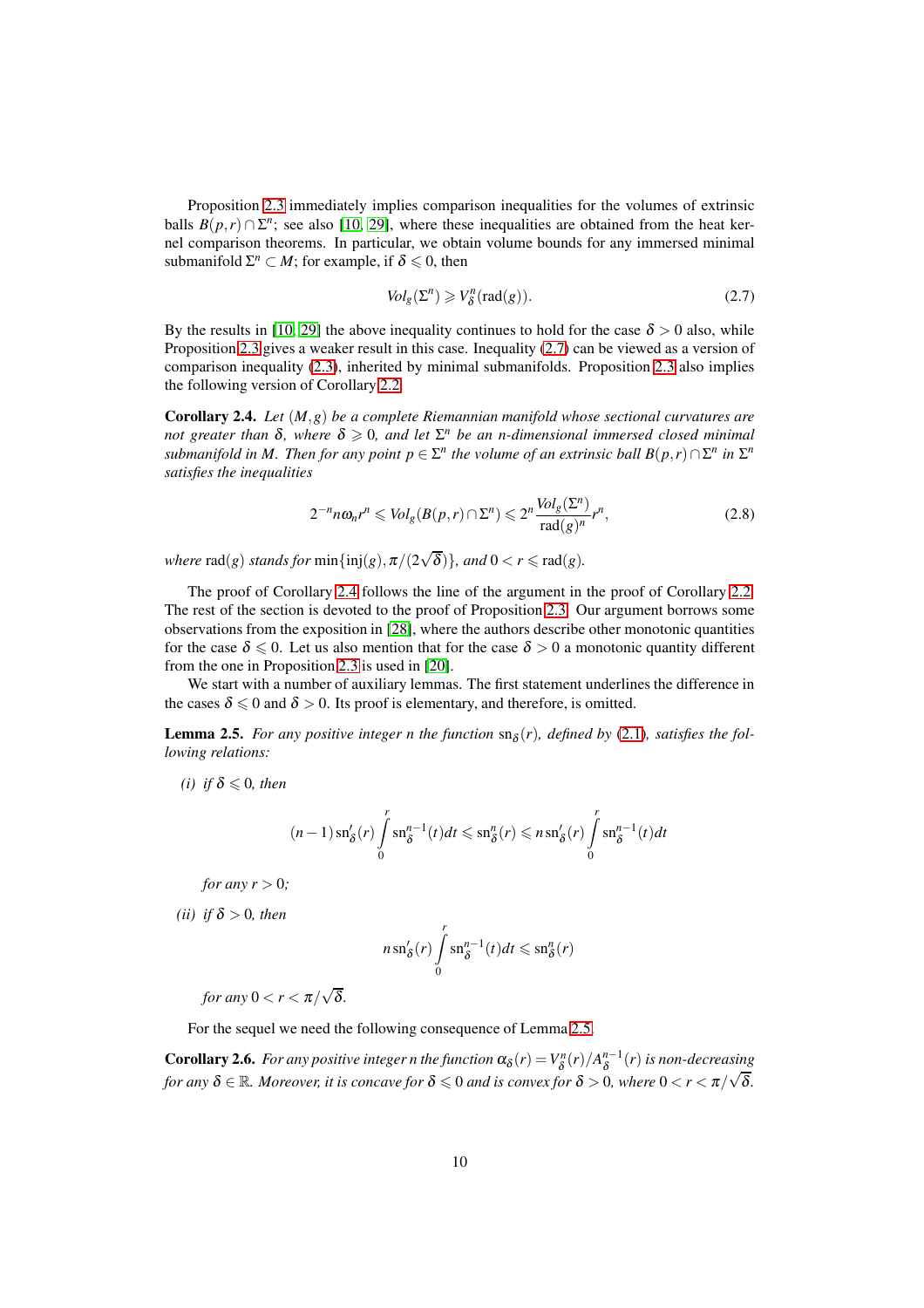Proposition 2.3 immediately implies comparison inequalities for the volumes of extrinsic balls $B(p,r)\cap\Sigma^n$; see also [10, 29], where these inequalities are obtained from the heat kernel comparison theorems. In particular, we obtain volume bounds for any immersed minimal submanifold $\Sigma^n\subset M$; for example, if $\delta\leqslant 0$, then

$$Vol_g(\Sigma^n)\geqslant V^n_\delta(\mathrm{rad}(g)). \tag{2.7}$$

By the results in [10, 29] the above inequality continues to hold for the case $\delta>0$ also, while Proposition 2.3 gives a weaker result in this case. Inequality (2.7) can be viewed as a version of comparison inequality (2.3), inherited by minimal submanifolds. Proposition 2.3 also implies the following version of Corollary 2.2.

**Corollary 2.4.** *Let $(M,g)$ be a complete Riemannian manifold whose sectional curvatures are not greater than $\delta$, where $\delta\geqslant 0$, and let $\Sigma^n$ be an $n$-dimensional immersed closed minimal submanifold in $M$. Then for any point $p\in\Sigma^n$ the volume of an extrinsic ball $B(p,r)\cap\Sigma^n$ in $\Sigma^n$ satisfies the inequalities*

$$2^{-n}n\omega_n r^n\leqslant Vol_g(B(p,r)\cap\Sigma^n)\leqslant 2^n\frac{Vol_g(\Sigma^n)}{\mathrm{rad}(g)^n}r^n, \tag{2.8}$$

*where* $\mathrm{rad}(g)$ *stands for* $\min\{\mathrm{inj}(g),\pi/(2\sqrt{\delta})\}$*, and* $0<r\leqslant\mathrm{rad}(g)$.

The proof of Corollary 2.4 follows the line of the argument in the proof of Corollary 2.2. The rest of the section is devoted to the proof of Proposition 2.3. Our argument borrows some observations from the exposition in [28], where the authors describe other monotonic quantities for the case $\delta\leqslant 0$. Let us also mention that for the case $\delta>0$ a monotonic quantity different from the one in Proposition 2.3 is used in [20].

We start with a number of auxiliary lemmas. The first statement underlines the difference in the cases $\delta\leqslant 0$ and $\delta>0$. Its proof is elementary, and therefore, is omitted.

**Lemma 2.5.** *For any positive integer $n$ the function $\mathrm{sn}_\delta(r)$, defined by (2.1), satisfies the following relations:*

*(i) if $\delta\leqslant 0$, then*

$$(n-1)\,\mathrm{sn}'_\delta(r)\int_0^r \mathrm{sn}^{n-1}_\delta(t)dt\leqslant \mathrm{sn}^n_\delta(r)\leqslant n\,\mathrm{sn}'_\delta(r)\int_0^r \mathrm{sn}^{n-1}_\delta(t)dt$$

*for any $r>0$;*

*(ii) if $\delta>0$, then*

$$n\,\mathrm{sn}'_\delta(r)\int_0^r \mathrm{sn}^{n-1}_\delta(t)dt\leqslant \mathrm{sn}^n_\delta(r)$$

*for any $0<r<\pi/\sqrt{\delta}$.*

For the sequel we need the following consequence of Lemma 2.5.

**Corollary 2.6.** *For any positive integer $n$ the function $\alpha_\delta(r)=V^n_\delta(r)/A^{n-1}_\delta(r)$ is non-decreasing for any $\delta\in\mathbb{R}$. Moreover, it is concave for $\delta\leqslant 0$ and is convex for $\delta>0$, where $0<r<\pi/\sqrt{\delta}$.*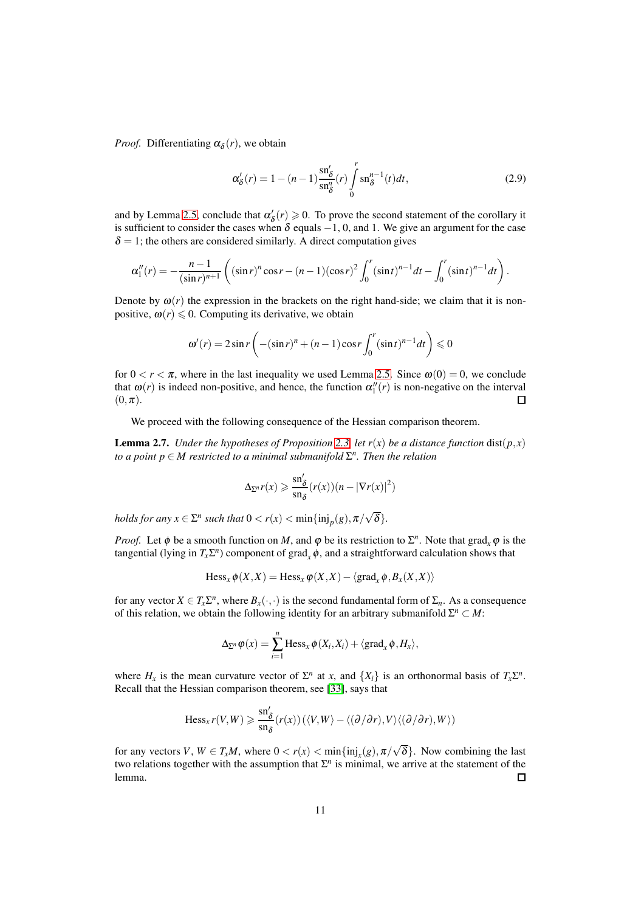*Proof.* Differentiating $\alpha_\delta(r)$, we obtain

$$\alpha'_\delta(r) = 1 - (n-1)\frac{\mathrm{sn}'_\delta}{\mathrm{sn}^n_\delta}(r)\int\limits_0^r \mathrm{sn}^{n-1}_\delta(t)dt, \tag{2.9}$$

and by Lemma 2.5, conclude that $\alpha'_\delta(r) \geqslant 0$. To prove the second statement of the corollary it is sufficient to consider the cases when $\delta$ equals $-1$, $0$, and $1$. We give an argument for the case $\delta = 1$; the others are considered similarly. A direct computation gives

$$\alpha''_1(r) = -\frac{n-1}{(\sin r)^{n+1}}\left((\sin r)^n \cos r - (n-1)(\cos r)^2 \int_0^r (\sin t)^{n-1}dt - \int_0^r (\sin t)^{n-1}dt\right).$$

Denote by $\omega(r)$ the expression in the brackets on the right hand-side; we claim that it is non-positive, $\omega(r) \leqslant 0$. Computing its derivative, we obtain

$$\omega'(r) = 2\sin r\left(-(\sin r)^n + (n-1)\cos r\int_0^r (\sin t)^{n-1}dt\right) \leqslant 0$$

for $0 < r < \pi$, where in the last inequality we used Lemma 2.5. Since $\omega(0) = 0$, we conclude that $\omega(r)$ is indeed non-positive, and hence, the function $\alpha''_1(r)$ is non-negative on the interval $(0,\pi)$. $\square$

We proceed with the following consequence of the Hessian comparison theorem.

**Lemma 2.7.** *Under the hypotheses of Proposition 2.3, let $r(x)$ be a distance function* $\mathrm{dist}(p,x)$ *to a point $p \in M$ restricted to a minimal submanifold $\Sigma^n$. Then the relation*

$$\Delta_{\Sigma^n} r(x) \geqslant \frac{\mathrm{sn}'_\delta}{\mathrm{sn}_\delta}(r(x))(n - |\nabla r(x)|^2)$$

*holds for any $x \in \Sigma^n$ such that $0 < r(x) < \min\{\mathrm{inj}_p(g), \pi/\sqrt{\delta}\}$.*

*Proof.* Let $\phi$ be a smooth function on $M$, and $\varphi$ be its restriction to $\Sigma^n$. Note that $\mathrm{grad}_x\varphi$ is the tangential (lying in $T_x\Sigma^n$) component of $\mathrm{grad}_x\phi$, and a straightforward calculation shows that

$$\mathrm{Hess}_x\phi(X,X) = \mathrm{Hess}_x\varphi(X,X) - \langle \mathrm{grad}_x\phi, B_x(X,X)\rangle$$

for any vector $X \in T_x\Sigma^n$, where $B_x(\cdot,\cdot)$ is the second fundamental form of $\Sigma_n$. As a consequence of this relation, we obtain the following identity for an arbitrary submanifold $\Sigma^n \subset M$:

$$\Delta_{\Sigma^n}\varphi(x) = \sum_{i=1}^n \mathrm{Hess}_x\phi(X_i,X_i) + \langle \mathrm{grad}_x\phi, H_x\rangle,$$

where $H_x$ is the mean curvature vector of $\Sigma^n$ at $x$, and $\{X_i\}$ is an orthonormal basis of $T_x\Sigma^n$. Recall that the Hessian comparison theorem, see [33], says that

$$\mathrm{Hess}_x r(V,W) \geqslant \frac{\mathrm{sn}'_\delta}{\mathrm{sn}_\delta}(r(x))\left(\langle V,W\rangle - \langle(\partial/\partial r),V\rangle\langle(\partial/\partial r),W\rangle\right)$$

for any vectors $V$, $W \in T_xM$, where $0 < r(x) < \min\{\mathrm{inj}_x(g), \pi/\sqrt{\delta}\}$. Now combining the last two relations together with the assumption that $\Sigma^n$ is minimal, we arrive at the statement of the lemma. $\square$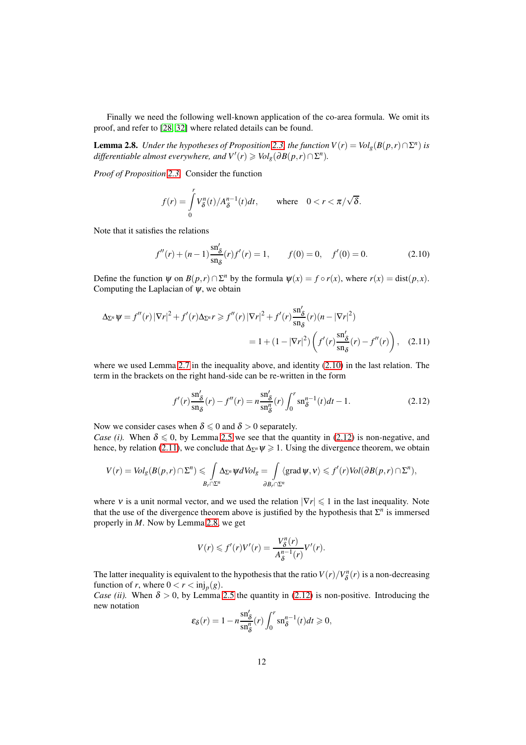Finally we need the following well-known application of the co-area formula. We omit its proof, and refer to [28] [32] where related details can be found.

**Lemma 2.8.** *Under the hypotheses of Proposition 2.3, the function $V(r) = Vol_g(B(p,r)\cap\Sigma^n)$ is differentiable almost everywhere, and $V'(r) \geqslant Vol_g(\partial B(p,r)\cap\Sigma^n)$.*

*Proof of Proposition 2.3.* Consider the function

$$f(r) = \int_0^r V_\delta^n(t)/A_\delta^{n-1}(t)dt, \qquad \text{where} \quad 0 < r < \pi/\sqrt{\delta}.$$

Note that it satisfies the relations

$$f''(r) + (n-1)\frac{\mathrm{sn}'_\delta}{\mathrm{sn}_\delta}(r)f'(r) = 1, \qquad f(0) = 0, \quad f'(0) = 0. \tag{2.10}$$

Define the function $\psi$ on $B(p,r)\cap\Sigma^n$ by the formula $\psi(x) = f\circ r(x)$, where $r(x) = \mathrm{dist}(p,x)$. Computing the Laplacian of $\psi$, we obtain

$$\begin{aligned}\Delta_{\Sigma^n}\psi = f''(r)\left|\nabla r\right|^2 + f'(r)\Delta_{\Sigma^n} r \geqslant f''(r)\left|\nabla r\right|^2 + f'(r)\frac{\mathrm{sn}'_\delta}{\mathrm{sn}_\delta}(r)(n - |\nabla r|^2) \\ = 1 + (1 - |\nabla r|^2)\left(f'(r)\frac{\mathrm{sn}'_\delta}{\mathrm{sn}_\delta}(r) - f''(r)\right),\end{aligned} \tag{2.11}$$

where we used Lemma 2.7 in the inequality above, and identity (2.10) in the last relation. The term in the brackets on the right hand-side can be re-written in the form

$$f'(r)\frac{\mathrm{sn}'_\delta}{\mathrm{sn}_\delta}(r) - f''(r) = n\frac{\mathrm{sn}'_\delta}{\mathrm{sn}^n_\delta}(r)\int_0^r \mathrm{sn}_\delta^{n-1}(t)dt - 1. \tag{2.12}$$

Now we consider cases when $\delta \leqslant 0$ and $\delta > 0$ separately.

*Case (i).* When $\delta \leqslant 0$, by Lemma 2.5 we see that the quantity in (2.12) is non-negative, and hence, by relation (2.11), we conclude that $\Delta_{\Sigma^n}\psi \geqslant 1$. Using the divergence theorem, we obtain

$$V(r) = Vol_g(B(p,r)\cap\Sigma^n) \leqslant \int_{B_r\cap\Sigma^n} \Delta_{\Sigma^n}\psi dVol_g = \int_{\partial B_r\cap\Sigma^n} \langle \mathrm{grad}\,\psi, \nu\rangle \leqslant f'(r)Vol(\partial B(p,r)\cap\Sigma^n),$$

where $\nu$ is a unit normal vector, and we used the relation $|\nabla r| \leqslant 1$ in the last inequality. Note that the use of the divergence theorem above is justified by the hypothesis that $\Sigma^n$ is immersed properly in $M$. Now by Lemma 2.8, we get

$$V(r) \leqslant f'(r)V'(r) = \frac{V_\delta^n(r)}{A_\delta^{n-1}(r)}V'(r).$$

The latter inequality is equivalent to the hypothesis that the ratio $V(r)/V_\delta^n(r)$ is a non-decreasing function of $r$, where $0 < r < \mathrm{inj}_p(g)$.

*Case (ii).* When $\delta > 0$, by Lemma 2.5 the quantity in (2.12) is non-positive. Introducing the new notation

$$\varepsilon_\delta(r) = 1 - n\frac{\mathrm{sn}'_\delta}{\mathrm{sn}^n_\delta}(r)\int_0^r \mathrm{sn}_\delta^{n-1}(t)dt \geqslant 0,$$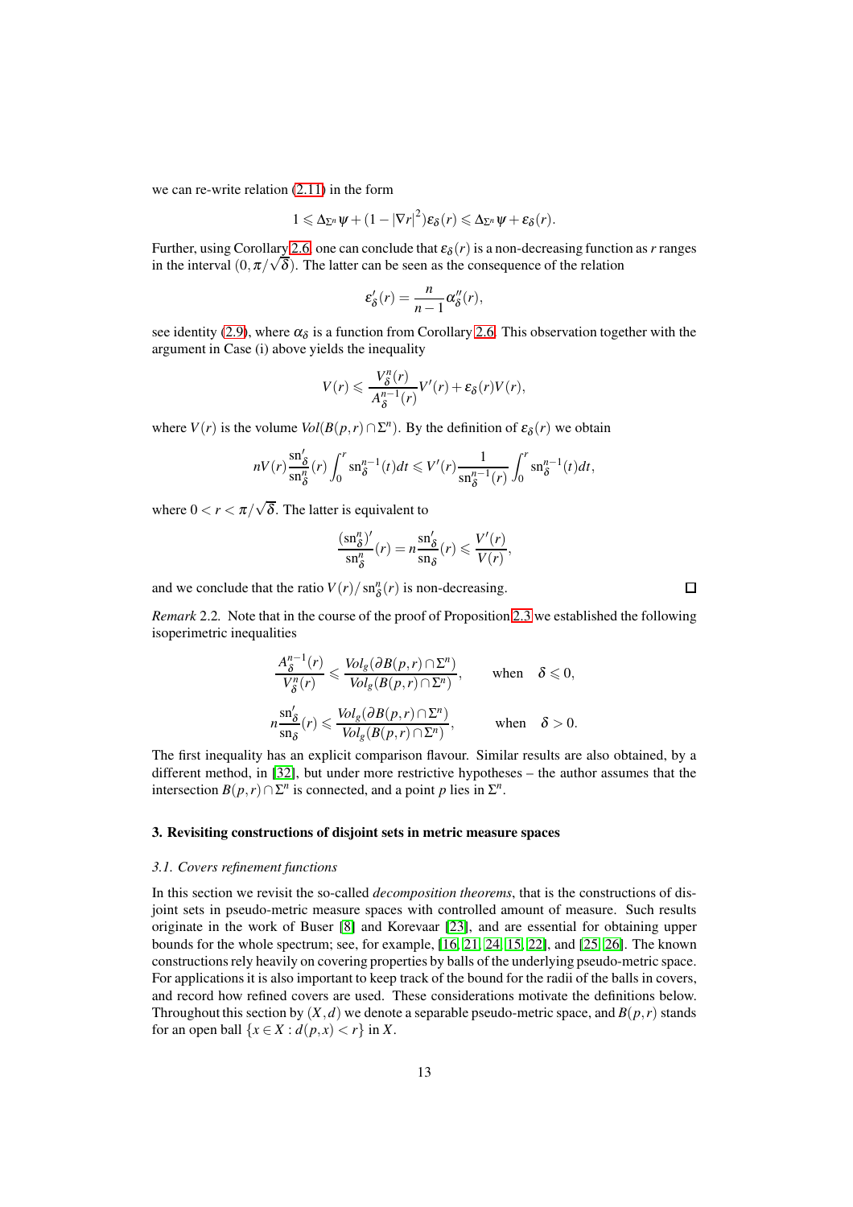we can re-write relation (2.11) in the form

$$1 \leqslant \Delta_{\Sigma^n}\psi + (1-|\nabla r|^2)\varepsilon_\delta(r) \leqslant \Delta_{\Sigma^n}\psi + \varepsilon_\delta(r).$$

Further, using Corollary 2.6 one can conclude that $\varepsilon_\delta(r)$ is a non-decreasing function as $r$ ranges in the interval $(0,\pi/\sqrt{\delta})$. The latter can be seen as the consequence of the relation

$$\varepsilon_\delta'(r) = \frac{n}{n-1}\alpha_\delta''(r),$$

see identity (2.9), where $\alpha_\delta$ is a function from Corollary 2.6. This observation together with the argument in Case (i) above yields the inequality

$$V(r) \leqslant \frac{V_\delta^n(r)}{A_\delta^{n-1}(r)}V'(r) + \varepsilon_\delta(r)V(r),$$

where $V(r)$ is the volume $Vol(B(p,r)\cap\Sigma^n)$. By the definition of $\varepsilon_\delta(r)$ we obtain

$$nV(r)\frac{\mathrm{sn}_\delta'}{\mathrm{sn}_\delta^n}(r)\int_0^r \mathrm{sn}_\delta^{n-1}(t)dt \leqslant V'(r)\frac{1}{\mathrm{sn}_\delta^{n-1}(r)}\int_0^r \mathrm{sn}_\delta^{n-1}(t)dt,$$

where $0<r<\pi/\sqrt{\delta}$. The latter is equivalent to

$$\frac{(\mathrm{sn}_\delta^n)'}{\mathrm{sn}_\delta^n}(r) = n\frac{\mathrm{sn}_\delta'}{\mathrm{sn}_\delta}(r) \leqslant \frac{V'(r)}{V(r)},$$

and we conclude that the ratio $V(r)/\mathrm{sn}_\delta^n(r)$ is non-decreasing. □

*Remark* 2.2. Note that in the course of the proof of Proposition 2.3 we established the following isoperimetric inequalities

$$\frac{A_\delta^{n-1}(r)}{V_\delta^n(r)} \leqslant \frac{Vol_g(\partial B(p,r)\cap\Sigma^n)}{Vol_g(B(p,r)\cap\Sigma^n)}, \qquad \text{when} \quad \delta\leqslant 0,$$

$$n\frac{\mathrm{sn}_\delta'}{\mathrm{sn}_\delta}(r) \leqslant \frac{Vol_g(\partial B(p,r)\cap\Sigma^n)}{Vol_g(B(p,r)\cap\Sigma^n)}, \qquad \text{when} \quad \delta>0.$$

The first inequality has an explicit comparison flavour. Similar results are also obtained, by a different method, in [32], but under more restrictive hypotheses – the author assumes that the intersection $B(p,r)\cap\Sigma^n$ is connected, and a point $p$ lies in $\Sigma^n$.

## 3. Revisiting constructions of disjoint sets in metric measure spaces

### 3.1. Covers refinement functions

In this section we revisit the so-called *decomposition theorems*, that is the constructions of disjoint sets in pseudo-metric measure spaces with controlled amount of measure. Such results originate in the work of Buser [8] and Korevaar [23], and are essential for obtaining upper bounds for the whole spectrum; see, for example, [16, 21, 24, 15, 22], and [25, 26]. The known constructions rely heavily on covering properties by balls of the underlying pseudo-metric space. For applications it is also important to keep track of the bound for the radii of the balls in covers, and record how refined covers are used. These considerations motivate the definitions below. Throughout this section by $(X,d)$ we denote a separable pseudo-metric space, and $B(p,r)$ stands for an open ball $\{x\in X : d(p,x)<r\}$ in $X$.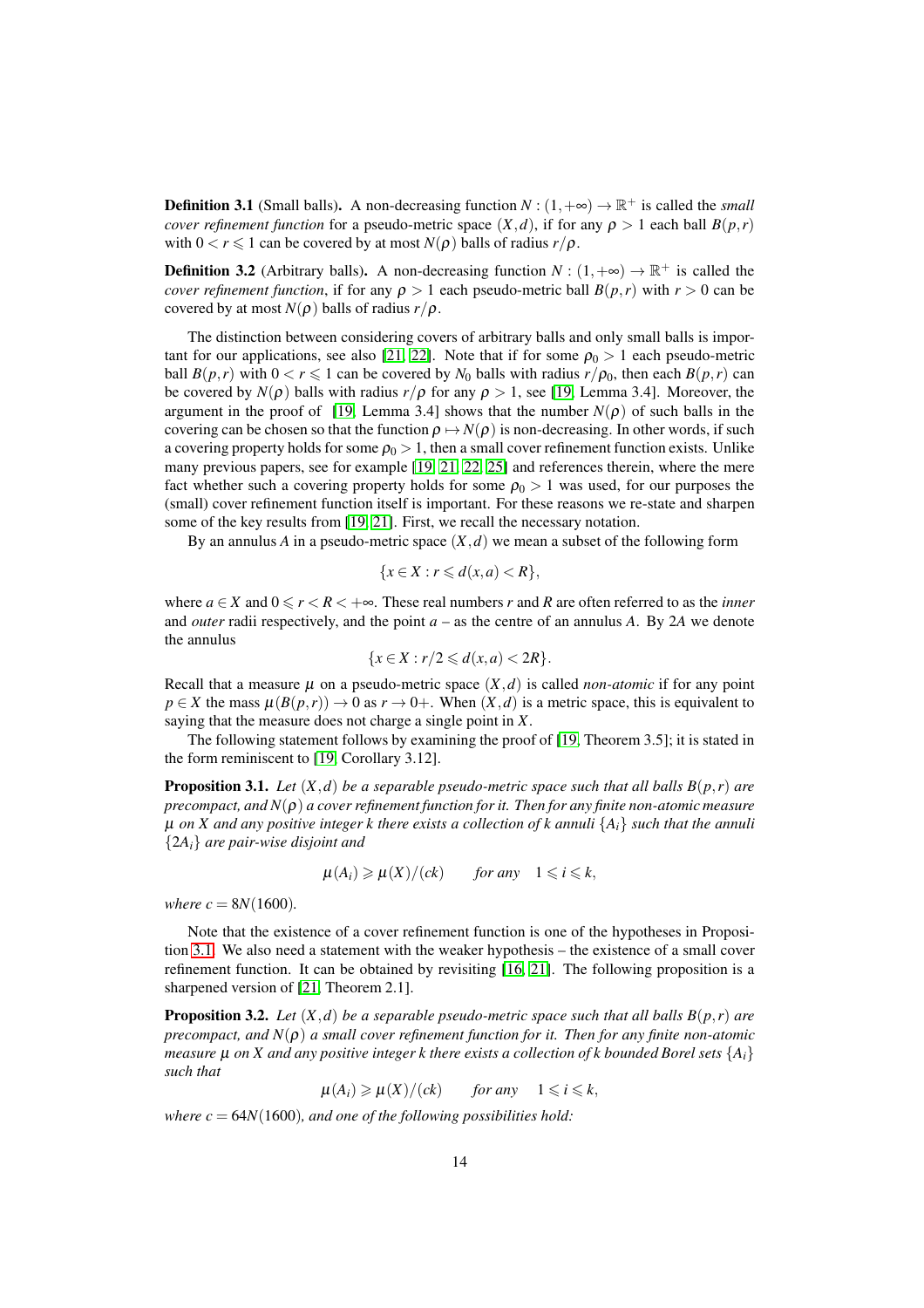**Definition 3.1** (Small balls)**.** A non-decreasing function $N : (1,+\infty) \to \mathbb{R}^+$ is called the *small cover refinement function* for a pseudo-metric space $(X,d)$, if for any $\rho > 1$ each ball $B(p,r)$ with $0 < r \leqslant 1$ can be covered by at most $N(\rho)$ balls of radius $r/\rho$.

**Definition 3.2** (Arbitrary balls)**.** A non-decreasing function $N : (1,+\infty) \to \mathbb{R}^+$ is called the *cover refinement function*, if for any $\rho > 1$ each pseudo-metric ball $B(p,r)$ with $r > 0$ can be covered by at most $N(\rho)$ balls of radius $r/\rho$.

The distinction between considering covers of arbitrary balls and only small balls is important for our applications, see also [21, 22]. Note that if for some $\rho_0 > 1$ each pseudo-metric ball $B(p,r)$ with $0 < r \leqslant 1$ can be covered by $N_0$ balls with radius $r/\rho_0$, then each $B(p,r)$ can be covered by $N(\rho)$ balls with radius $r/\rho$ for any $\rho > 1$, see [19, Lemma 3.4]. Moreover, the argument in the proof of [19, Lemma 3.4] shows that the number $N(\rho)$ of such balls in the covering can be chosen so that the function $\rho \mapsto N(\rho)$ is non-decreasing. In other words, if such a covering property holds for some $\rho_0 > 1$, then a small cover refinement function exists. Unlike many previous papers, see for example [19, 21, 22, 25] and references therein, where the mere fact whether such a covering property holds for some $\rho_0 > 1$ was used, for our purposes the (small) cover refinement function itself is important. For these reasons we re-state and sharpen some of the key results from [19, 21]. First, we recall the necessary notation.

By an annulus $A$ in a pseudo-metric space $(X,d)$ we mean a subset of the following form

$$\{x \in X : r \leqslant d(x,a) < R\},$$

where $a \in X$ and $0 \leqslant r < R < +\infty$. These real numbers $r$ and $R$ are often referred to as the *inner* and *outer* radii respectively, and the point $a$ – as the centre of an annulus $A$. By $2A$ we denote the annulus

$$\{x \in X : r/2 \leqslant d(x,a) < 2R\}.$$

Recall that a measure $\mu$ on a pseudo-metric space $(X,d)$ is called *non-atomic* if for any point $p \in X$ the mass $\mu(B(p,r)) \to 0$ as $r \to 0+$. When $(X,d)$ is a metric space, this is equivalent to saying that the measure does not charge a single point in $X$.

The following statement follows by examining the proof of [19, Theorem 3.5]; it is stated in the form reminiscent to [19, Corollary 3.12].

**Proposition 3.1.** *Let $(X,d)$ be a separable pseudo-metric space such that all balls $B(p,r)$ are precompact, and $N(\rho)$ a cover refinement function for it. Then for any finite non-atomic measure $\mu$ on $X$ and any positive integer $k$ there exists a collection of $k$ annuli $\{A_i\}$ such that the annuli $\{2A_i\}$ are pair-wise disjoint and*

$$\mu(A_i) \geqslant \mu(X)/(ck) \qquad \textit{for any} \quad 1 \leqslant i \leqslant k,$$

*where $c = 8N(1600)$.*

Note that the existence of a cover refinement function is one of the hypotheses in Proposition 3.1. We also need a statement with the weaker hypothesis – the existence of a small cover refinement function. It can be obtained by revisiting [16, 21]. The following proposition is a sharpened version of [21, Theorem 2.1].

**Proposition 3.2.** *Let $(X,d)$ be a separable pseudo-metric space such that all balls $B(p,r)$ are precompact, and $N(\rho)$ a small cover refinement function for it. Then for any finite non-atomic measure $\mu$ on $X$ and any positive integer $k$ there exists a collection of $k$ bounded Borel sets $\{A_i\}$ such that*

$$\mu(A_i) \geqslant \mu(X)/(ck) \qquad \textit{for any} \quad 1 \leqslant i \leqslant k,$$

*where $c = 64N(1600)$, and one of the following possibilities hold:*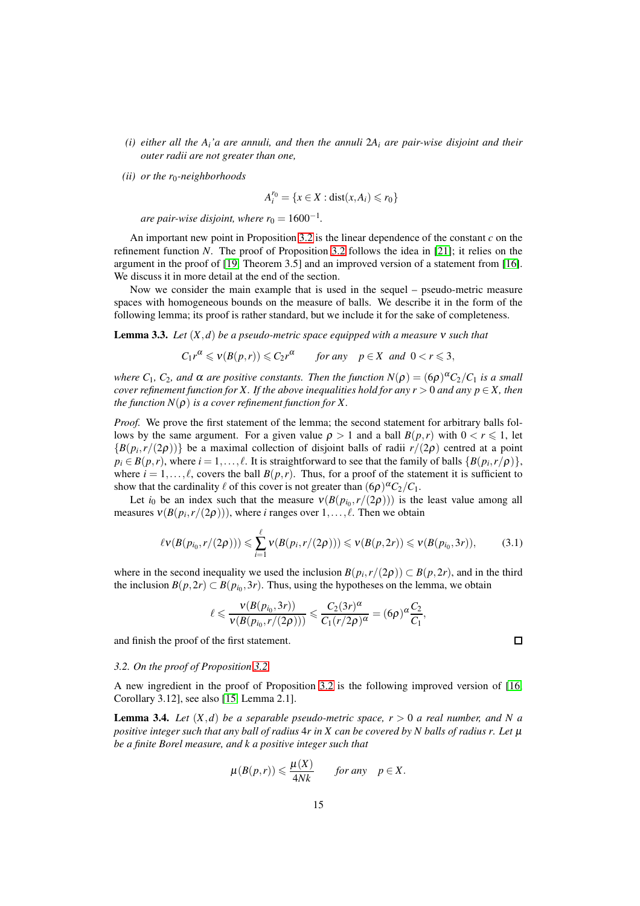*(i) either all the $A_i$'a are annuli, and then the annuli $2A_i$ are pair-wise disjoint and their outer radii are not greater than one,*

*(ii) or the $r_0$-neighborhoods*

$$A_i^{r_0} = \{x \in X : \operatorname{dist}(x, A_i) \leqslant r_0\}$$

*are pair-wise disjoint, where $r_0 = 1600^{-1}$.*

An important new point in Proposition 3.2 is the linear dependence of the constant $c$ on the refinement function $N$. The proof of Proposition 3.2 follows the idea in [21]; it relies on the argument in the proof of [19, Theorem 3.5] and an improved version of a statement from [16]. We discuss it in more detail at the end of the section.

Now we consider the main example that is used in the sequel – pseudo-metric measure spaces with homogeneous bounds on the measure of balls. We describe it in the form of the following lemma; its proof is rather standard, but we include it for the sake of completeness.

**Lemma 3.3.** *Let $(X,d)$ be a pseudo-metric space equipped with a measure $\nu$ such that*

$$C_1 r^\alpha \leqslant \nu(B(p,r)) \leqslant C_2 r^\alpha \qquad \text{for any} \quad p \in X \ \text{ and } \ 0 < r \leqslant 3,$$

*where $C_1$, $C_2$, and $\alpha$ are positive constants. Then the function $N(\rho) = (6\rho)^\alpha C_2/C_1$ is a small cover refinement function for $X$. If the above inequalities hold for any $r > 0$ and any $p \in X$, then the function $N(\rho)$ is a cover refinement function for $X$.*

*Proof.* We prove the first statement of the lemma; the second statement for arbitrary balls follows by the same argument. For a given value $\rho > 1$ and a ball $B(p,r)$ with $0 < r \leqslant 1$, let $\{B(p_i, r/(2\rho))\}$ be a maximal collection of disjoint balls of radii $r/(2\rho)$ centred at a point $p_i \in B(p,r)$, where $i = 1, \ldots, \ell$. It is straightforward to see that the family of balls $\{B(p_i, r/\rho)\}$, where $i = 1, \ldots, \ell$, covers the ball $B(p,r)$. Thus, for a proof of the statement it is sufficient to show that the cardinality $\ell$ of this cover is not greater than $(6\rho)^\alpha C_2/C_1$.

Let $i_0$ be an index such that the measure $\nu(B(p_{i_0}, r/(2\rho)))$ is the least value among all measures $\nu(B(p_i, r/(2\rho)))$, where $i$ ranges over $1, \ldots, \ell$. Then we obtain

$$\ell \nu(B(p_{i_0}, r/(2\rho))) \leqslant \sum_{i=1}^{\ell} \nu(B(p_i, r/(2\rho))) \leqslant \nu(B(p, 2r)) \leqslant \nu(B(p_{i_0}, 3r)), \tag{3.1}$$

where in the second inequality we used the inclusion $B(p_i, r/(2\rho)) \subset B(p, 2r)$, and in the third the inclusion $B(p, 2r) \subset B(p_{i_0}, 3r)$. Thus, using the hypotheses on the lemma, we obtain

$$\ell \leqslant \frac{\nu(B(p_{i_0}, 3r))}{\nu(B(p_{i_0}, r/(2\rho)))} \leqslant \frac{C_2 (3r)^\alpha}{C_1 (r/2\rho)^\alpha} = (6\rho)^\alpha \frac{C_2}{C_1},$$

and finish the proof of the first statement. $\square$

### 3.2. On the proof of Proposition 3.2

A new ingredient in the proof of Proposition 3.2 is the following improved version of [16, Corollary 3.12], see also [15, Lemma 2.1].

**Lemma 3.4.** *Let $(X,d)$ be a separable pseudo-metric space, $r > 0$ a real number, and $N$ a positive integer such that any ball of radius $4r$ in $X$ can be covered by $N$ balls of radius $r$. Let $\mu$ be a finite Borel measure, and $k$ a positive integer such that*

$$\mu(B(p,r)) \leqslant \frac{\mu(X)}{4Nk} \qquad \text{for any} \quad p \in X.$$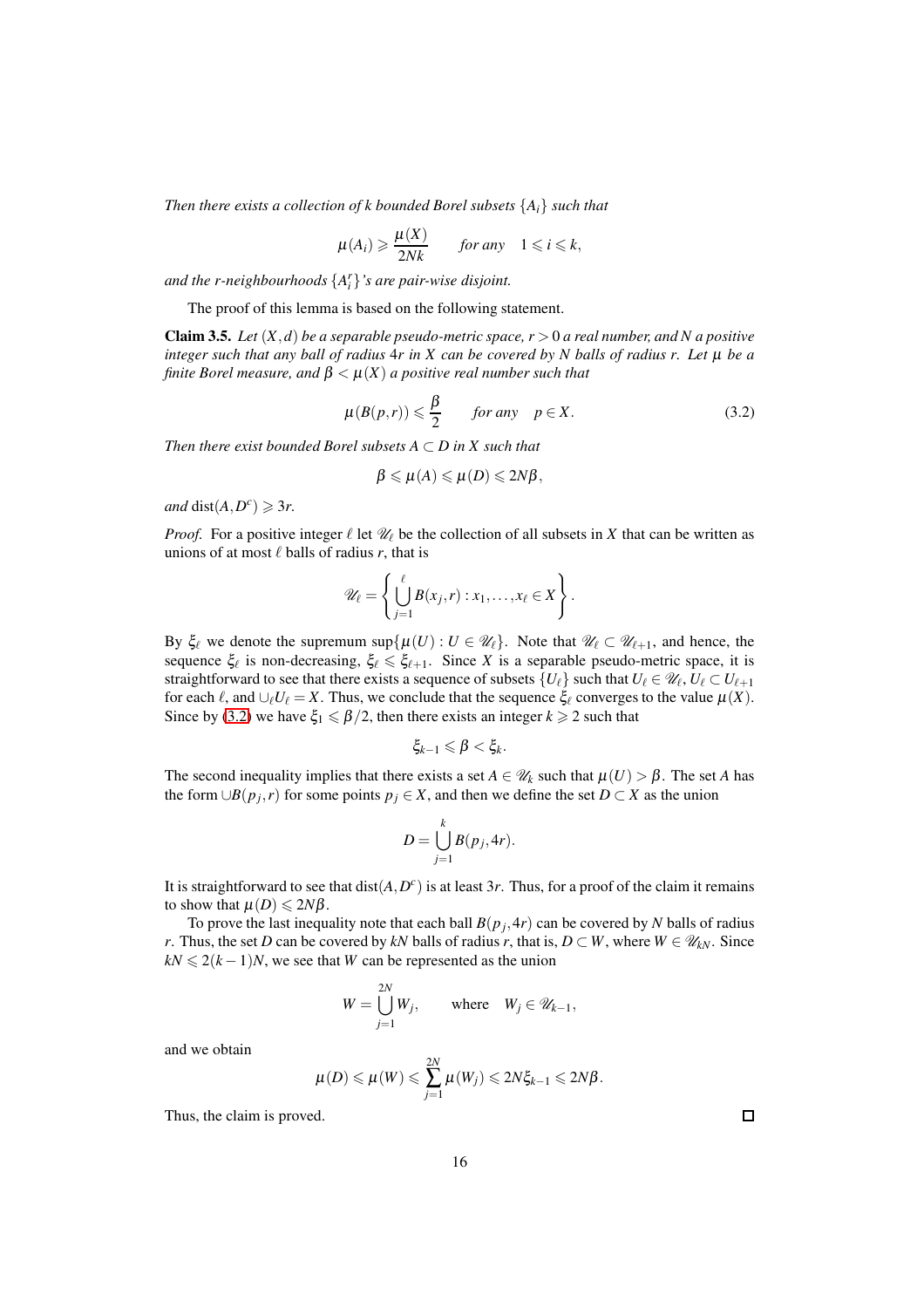*Then there exists a collection of $k$ bounded Borel subsets $\{A_i\}$ such that*

$$\mu(A_i) \geqslant \frac{\mu(X)}{2Nk} \qquad \textit{for any} \quad 1 \leqslant i \leqslant k,$$

*and the $r$-neighbourhoods $\{A_i^r\}$'s are pair-wise disjoint.*

The proof of this lemma is based on the following statement.

**Claim 3.5.** *Let $(X,d)$ be a separable pseudo-metric space, $r > 0$ a real number, and $N$ a positive integer such that any ball of radius $4r$ in $X$ can be covered by $N$ balls of radius $r$. Let $\mu$ be a finite Borel measure, and $\beta < \mu(X)$ a positive real number such that*

$$\mu(B(p,r)) \leqslant \frac{\beta}{2} \qquad \textit{for any} \quad p \in X. \tag{3.2}$$

*Then there exist bounded Borel subsets $A \subset D$ in $X$ such that*

$$\beta \leqslant \mu(A) \leqslant \mu(D) \leqslant 2N\beta,$$

*and* $\operatorname{dist}(A, D^c) \geqslant 3r$.

*Proof.* For a positive integer $\ell$ let $\mathscr{U}_\ell$ be the collection of all subsets in $X$ that can be written as unions of at most $\ell$ balls of radius $r$, that is

$$\mathscr{U}_\ell = \left\{ \bigcup_{j=1}^{\ell} B(x_j, r) : x_1, \ldots, x_\ell \in X \right\}.$$

By $\xi_\ell$ we denote the supremum $\sup\{\mu(U) : U \in \mathscr{U}_\ell\}$. Note that $\mathscr{U}_\ell \subset \mathscr{U}_{\ell+1}$, and hence, the sequence $\xi_\ell$ is non-decreasing, $\xi_\ell \leqslant \xi_{\ell+1}$. Since $X$ is a separable pseudo-metric space, it is straightforward to see that there exists a sequence of subsets $\{U_\ell\}$ such that $U_\ell \in \mathscr{U}_\ell$, $U_\ell \subset U_{\ell+1}$ for each $\ell$, and $\cup_\ell U_\ell = X$. Thus, we conclude that the sequence $\xi_\ell$ converges to the value $\mu(X)$. Since by (3.2) we have $\xi_1 \leqslant \beta/2$, then there exists an integer $k \geqslant 2$ such that

$$\xi_{k-1} \leqslant \beta < \xi_k.$$

The second inequality implies that there exists a set $A \in \mathscr{U}_k$ such that $\mu(U) > \beta$. The set $A$ has the form $\cup B(p_j, r)$ for some points $p_j \in X$, and then we define the set $D \subset X$ as the union

$$D = \bigcup_{j=1}^{k} B(p_j, 4r).$$

It is straightforward to see that $\operatorname{dist}(A, D^c)$ is at least $3r$. Thus, for a proof of the claim it remains to show that $\mu(D) \leqslant 2N\beta$.

To prove the last inequality note that each ball $B(p_j, 4r)$ can be covered by $N$ balls of radius $r$. Thus, the set $D$ can be covered by $kN$ balls of radius $r$, that is, $D \subset W$, where $W \in \mathscr{U}_{kN}$. Since $kN \leqslant 2(k-1)N$, we see that $W$ can be represented as the union

$$W = \bigcup_{j=1}^{2N} W_j, \qquad \text{where} \quad W_j \in \mathscr{U}_{k-1},$$

and we obtain

$$\mu(D) \leqslant \mu(W) \leqslant \sum_{j=1}^{2N} \mu(W_j) \leqslant 2N\xi_{k-1} \leqslant 2N\beta.$$

Thus, the claim is proved. $\square$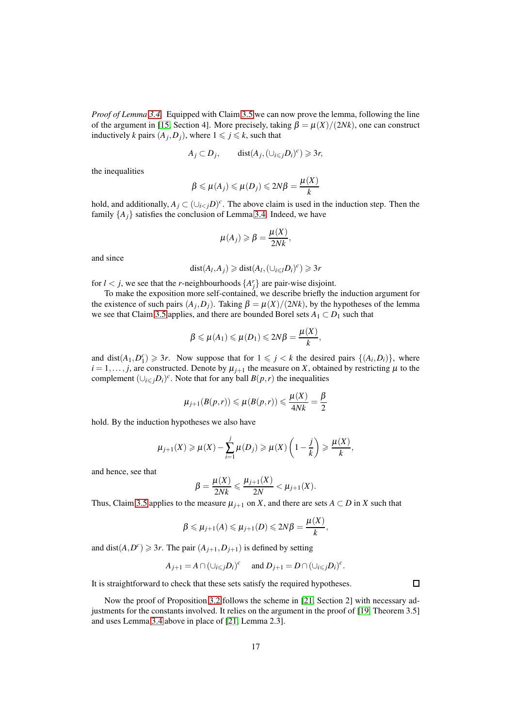*Proof of Lemma 3.4.* Equipped with Claim 3.5 we can now prove the lemma, following the line of the argument in [15, Section 4]. More precisely, taking $\beta = \mu(X)/(2Nk)$, one can construct inductively $k$ pairs $(A_j, D_j)$, where $1 \leqslant j \leqslant k$, such that

$$A_j \subset D_j, \qquad \mathrm{dist}(A_j, (\cup_{i\leqslant j} D_i)^c) \geqslant 3r,$$

the inequalities

$$\beta \leqslant \mu(A_j) \leqslant \mu(D_j) \leqslant 2N\beta = \frac{\mu(X)}{k}$$

hold, and additionally, $A_j \subset (\cup_{i<j} D)^c$. The above claim is used in the induction step. Then the family $\{A_j\}$ satisfies the conclusion of Lemma 3.4. Indeed, we have

$$\mu(A_j) \geqslant \beta = \frac{\mu(X)}{2Nk},$$

and since

$$\mathrm{dist}(A_l, A_j) \geqslant \mathrm{dist}(A_l, (\cup_{i\leqslant l} D_i)^c) \geqslant 3r$$

for $l < j$, we see that the $r$-neighbourhoods $\{A_j^r\}$ are pair-wise disjoint.

To make the exposition more self-contained, we describe briefly the induction argument for the existence of such pairs $(A_j, D_j)$. Taking $\beta = \mu(X)/(2Nk)$, by the hypotheses of the lemma we see that Claim 3.5 applies, and there are bounded Borel sets $A_1 \subset D_1$ such that

$$\beta \leqslant \mu(A_1) \leqslant \mu(D_1) \leqslant 2N\beta = \frac{\mu(X)}{k},$$

and $\mathrm{dist}(A_1, D_1^c) \geqslant 3r$. Now suppose that for $1 \leqslant j < k$ the desired pairs $\{(A_i, D_i)\}$, where $i = 1, \ldots, j$, are constructed. Denote by $\mu_{j+1}$ the measure on $X$, obtained by restricting $\mu$ to the complement $(\cup_{i\leqslant j} D_i)^c$. Note that for any ball $B(p,r)$ the inequalities

$$\mu_{j+1}(B(p,r)) \leqslant \mu(B(p,r)) \leqslant \frac{\mu(X)}{4Nk} = \frac{\beta}{2}$$

hold. By the induction hypotheses we also have

$$\mu_{j+1}(X) \geqslant \mu(X) - \sum_{i=1}^{j} \mu(D_j) \geqslant \mu(X)\left(1 - \frac{j}{k}\right) \geqslant \frac{\mu(X)}{k},$$

and hence, see that

$$\beta = \frac{\mu(X)}{2Nk} \leqslant \frac{\mu_{j+1}(X)}{2N} < \mu_{j+1}(X).$$

Thus, Claim 3.5 applies to the measure $\mu_{j+1}$ on $X$, and there are sets $A \subset D$ in $X$ such that

$$\beta \leqslant \mu_{j+1}(A) \leqslant \mu_{j+1}(D) \leqslant 2N\beta = \frac{\mu(X)}{k},$$

and $\mathrm{dist}(A, D^c) \geqslant 3r$. The pair $(A_{j+1}, D_{j+1})$ is defined by setting

$$A_{j+1} = A \cap (\cup_{i\leqslant j} D_i)^c \quad \text{ and } D_{j+1} = D \cap (\cup_{i\leqslant j} D_i)^c.$$

It is straightforward to check that these sets satisfy the required hypotheses. □

Now the proof of Proposition 3.2 follows the scheme in [21, Section 2] with necessary adjustments for the constants involved. It relies on the argument in the proof of [19, Theorem 3.5] and uses Lemma 3.4 above in place of [21, Lemma 2.3].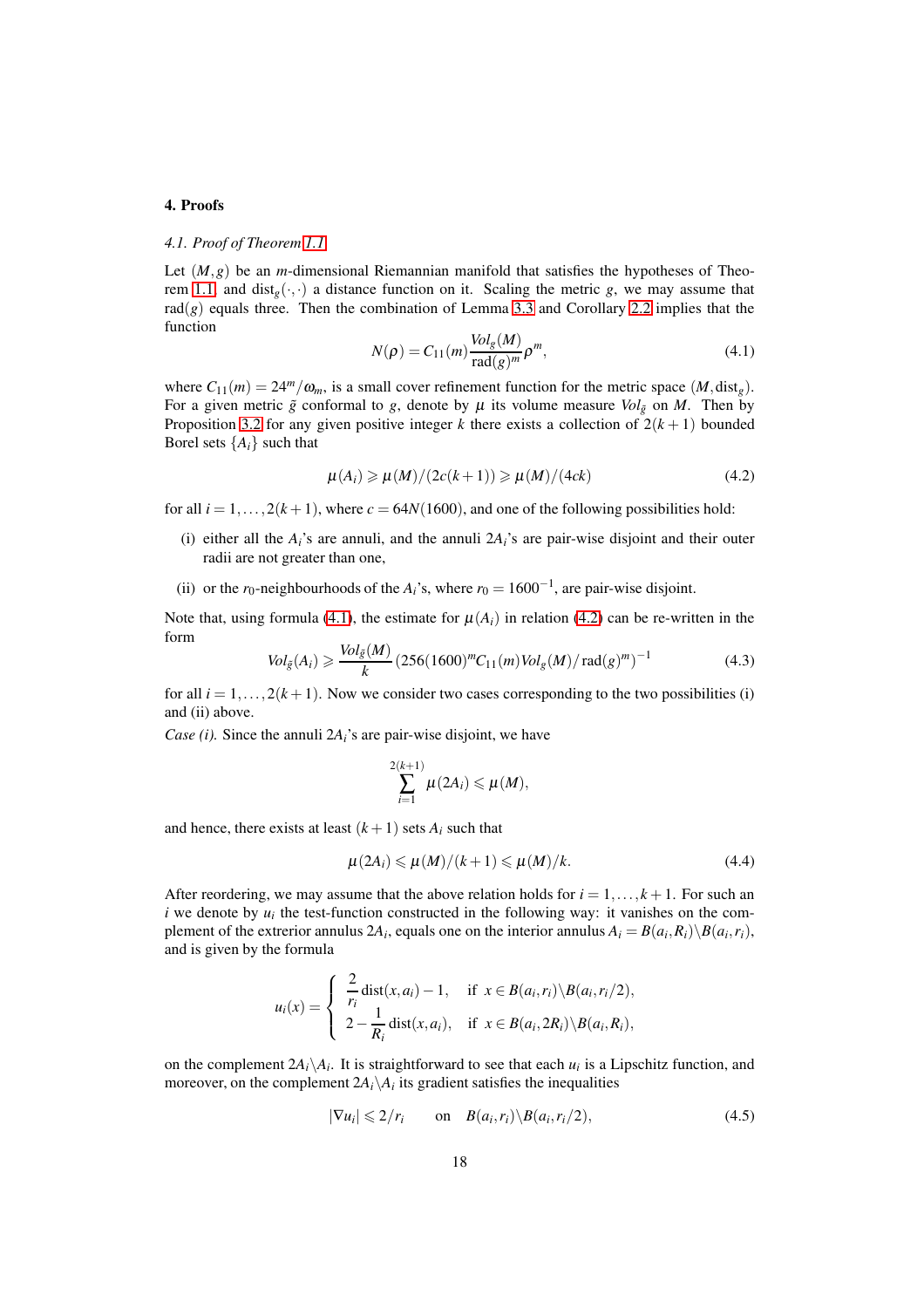## 4. Proofs

### 4.1. Proof of Theorem 1.1

Let $(M,g)$ be an $m$-dimensional Riemannian manifold that satisfies the hypotheses of Theorem 1.1, and $\mathrm{dist}_g(\cdot,\cdot)$ a distance function on it. Scaling the metric $g$, we may assume that $\mathrm{rad}(g)$ equals three. Then the combination of Lemma 3.3 and Corollary 2.2 implies that the function

$$N(\rho) = C_{11}(m)\frac{Vol_g(M)}{\mathrm{rad}(g)^m}\rho^m, \tag{4.1}$$

where $C_{11}(m) = 24^m/\omega_m$, is a small cover refinement function for the metric space $(M, \mathrm{dist}_g)$. For a given metric $\tilde{g}$ conformal to $g$, denote by $\mu$ its volume measure $Vol_{\tilde{g}}$ on $M$. Then by Proposition 3.2 for any given positive integer $k$ there exists a collection of $2(k+1)$ bounded Borel sets $\{A_i\}$ such that

$$\mu(A_i) \geqslant \mu(M)/(2c(k+1)) \geqslant \mu(M)/(4ck) \tag{4.2}$$

for all $i=1,\ldots,2(k+1)$, where $c = 64N(1600)$, and one of the following possibilities hold:

- (i) either all the $A_i$'s are annuli, and the annuli $2A_i$'s are pair-wise disjoint and their outer radii are not greater than one,
- (ii) or the $r_0$-neighbourhoods of the $A_i$'s, where $r_0 = 1600^{-1}$, are pair-wise disjoint.

Note that, using formula (4.1), the estimate for $\mu(A_i)$ in relation (4.2) can be re-written in the form

$$Vol_{\tilde{g}}(A_i) \geqslant \frac{Vol_{\tilde{g}}(M)}{k}\left(256(1600)^m C_{11}(m) Vol_g(M)/\mathrm{rad}(g)^m\right)^{-1} \tag{4.3}$$

for all $i=1,\ldots,2(k+1)$. Now we consider two cases corresponding to the two possibilities (i) and (ii) above.

*Case (i).* Since the annuli $2A_i$'s are pair-wise disjoint, we have

$$\sum_{i=1}^{2(k+1)} \mu(2A_i) \leqslant \mu(M),$$

and hence, there exists at least $(k+1)$ sets $A_i$ such that

$$\mu(2A_i) \leqslant \mu(M)/(k+1) \leqslant \mu(M)/k. \tag{4.4}$$

After reordering, we may assume that the above relation holds for $i=1,\ldots,k+1$. For such an $i$ we denote by $u_i$ the test-function constructed in the following way: it vanishes on the complement of the exrerior annulus $2A_i$, equals one on the interior annulus $A_i = B(a_i,R_i)\backslash B(a_i,r_i)$, and is given by the formula

$$u_i(x) = \begin{cases} \dfrac{2}{r_i}\mathrm{dist}(x,a_i) - 1, & \text{if } x \in B(a_i,r_i)\backslash B(a_i,r_i/2), \\ 2 - \dfrac{1}{R_i}\mathrm{dist}(x,a_i), & \text{if } x \in B(a_i,2R_i)\backslash B(a_i,R_i), \end{cases}$$

on the complement $2A_i\backslash A_i$. It is straightforward to see that each $u_i$ is a Lipschitz function, and moreover, on the complement $2A_i\backslash A_i$ its gradient satisfies the inequalities

$$|\nabla u_i| \leqslant 2/r_i \qquad \text{on} \quad B(a_i,r_i)\backslash B(a_i,r_i/2), \tag{4.5}$$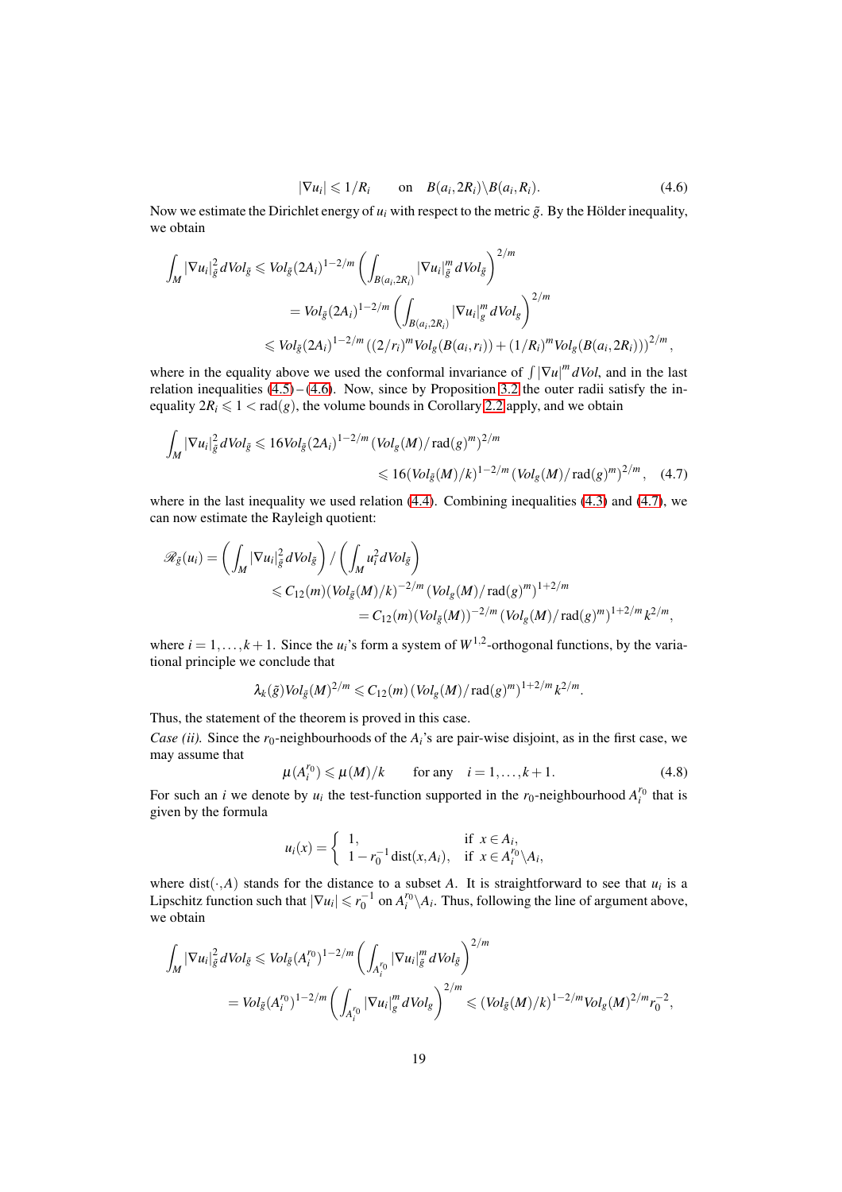$$|\nabla u_i| \leqslant 1/R_i \qquad \text{on} \quad B(a_i, 2R_i) \backslash B(a_i, R_i). \tag{4.6}$$

Now we estimate the Dirichlet energy of $u_i$ with respect to the metric $\tilde{g}$. By the Hölder inequality, we obtain

$$\begin{aligned}
\int_M |\nabla u_i|^2_{\tilde{g}} dVol_{\tilde{g}} &\leqslant Vol_{\tilde{g}}(2A_i)^{1-2/m} \left( \int_{B(a_i,2R_i)} |\nabla u_i|^m_{\tilde{g}} dVol_{\tilde{g}} \right)^{2/m} \\
&= Vol_{\tilde{g}}(2A_i)^{1-2/m} \left( \int_{B(a_i,2R_i)} |\nabla u_i|^m_g dVol_g \right)^{2/m} \\
&\leqslant Vol_{\tilde{g}}(2A_i)^{1-2/m} \left( (2/r_i)^m Vol_g(B(a_i, r_i)) + (1/R_i)^m Vol_g(B(a_i, 2R_i)) \right)^{2/m},
\end{aligned}$$

where in the equality above we used the conformal invariance of $\int |\nabla u|^m dVol$, and in the last relation inequalities (4.5) – (4.6). Now, since by Proposition 3.2 the outer radii satisfy the inequality $2R_i \leqslant 1 < \mathrm{rad}(g)$, the volume bounds in Corollary 2.2 apply, and we obtain

$$\begin{aligned}
\int_M |\nabla u_i|^2_{\tilde{g}} dVol_{\tilde{g}} &\leqslant 16 Vol_{\tilde{g}}(2A_i)^{1-2/m} \left( Vol_g(M)/\mathrm{rad}(g)^m \right)^{2/m} \\
&\leqslant 16 (Vol_{\tilde{g}}(M)/k)^{1-2/m} \left( Vol_g(M)/\mathrm{rad}(g)^m \right)^{2/m},
\end{aligned} \tag{4.7}$$

where in the last inequality we used relation (4.4). Combining inequalities (4.3) and (4.7), we can now estimate the Rayleigh quotient:

$$\begin{aligned}
\mathscr{R}_{\tilde{g}}(u_i) &= \left( \int_M |\nabla u_i|^2_{\tilde{g}} dVol_{\tilde{g}} \right) / \left( \int_M u_i^2 dVol_{\tilde{g}} \right) \\
&\leqslant C_{12}(m) (Vol_{\tilde{g}}(M)/k)^{-2/m} \left( Vol_g(M)/\mathrm{rad}(g)^m \right)^{1+2/m} \\
&= C_{12}(m) (Vol_{\tilde{g}}(M))^{-2/m} \left( Vol_g(M)/\mathrm{rad}(g)^m \right)^{1+2/m} k^{2/m},
\end{aligned}$$

where $i = 1, \ldots, k+1$. Since the $u_i$'s form a system of $W^{1,2}$-orthogonal functions, by the variational principle we conclude that

$$\lambda_k(\tilde{g}) Vol_{\tilde{g}}(M)^{2/m} \leqslant C_{12}(m) \left( Vol_g(M)/\mathrm{rad}(g)^m \right)^{1+2/m} k^{2/m}.$$

Thus, the statement of the theorem is proved in this case.

*Case (ii).* Since the $r_0$-neighbourhoods of the $A_i$'s are pair-wise disjoint, as in the first case, we may assume that

$$\mu(A_i^{r_0}) \leqslant \mu(M)/k \qquad \text{for any} \quad i = 1, \ldots, k+1. \tag{4.8}$$

For such an $i$ we denote by $u_i$ the test-function supported in the $r_0$-neighbourhood $A_i^{r_0}$ that is given by the formula

$$u_i(x) = \begin{cases} 1, & \text{if } x \in A_i, \\ 1 - r_0^{-1} \mathrm{dist}(x, A_i), & \text{if } x \in A_i^{r_0} \backslash A_i, \end{cases}$$

where $\mathrm{dist}(\cdot, A)$ stands for the distance to a subset $A$. It is straightforward to see that $u_i$ is a Lipschitz function such that $|\nabla u_i| \leqslant r_0^{-1}$ on $A_i^{r_0} \backslash A_i$. Thus, following the line of argument above, we obtain

$$\begin{aligned}
\int_M |\nabla u_i|^2_{\tilde{g}} dVol_{\tilde{g}} &\leqslant Vol_{\tilde{g}}(A_i^{r_0})^{1-2/m} \left( \int_{A_i^{r_0}} |\nabla u_i|^m_{\tilde{g}} dVol_{\tilde{g}} \right)^{2/m} \\
&= Vol_{\tilde{g}}(A_i^{r_0})^{1-2/m} \left( \int_{A_i^{r_0}} |\nabla u_i|^m_g dVol_g \right)^{2/m} \leqslant (Vol_{\tilde{g}}(M)/k)^{1-2/m} Vol_g(M)^{2/m} r_0^{-2},
\end{aligned}$$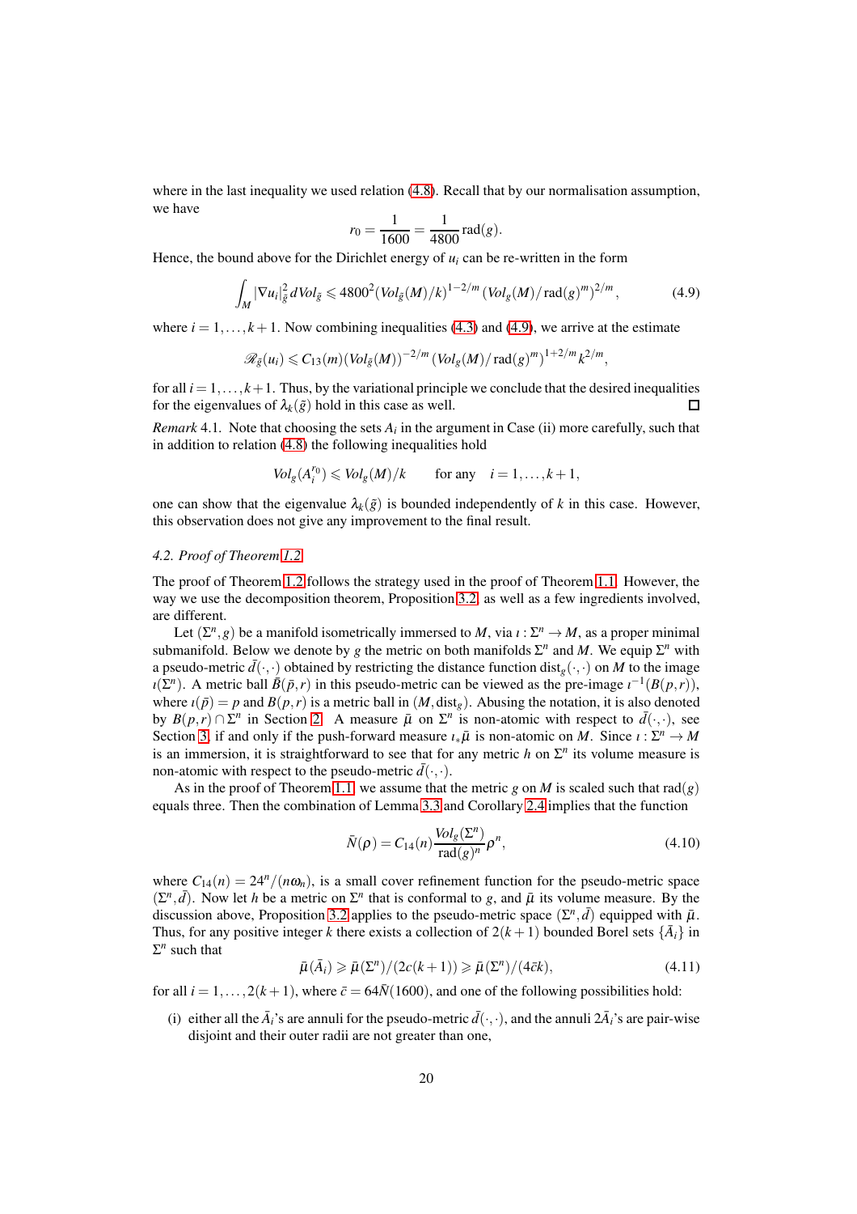where in the last inequality we used relation (4.8). Recall that by our normalisation assumption, we have

$$r_0 = \frac{1}{1600} = \frac{1}{4800}\operatorname{rad}(g).$$

Hence, the bound above for the Dirichlet energy of $u_i$ can be re-written in the form

$$\int_M |\nabla u_i|^2_{\bar g} dVol_{\bar g} \leqslant 4800^2 (Vol_{\bar g}(M)/k)^{1-2/m} \left(Vol_g(M)/\operatorname{rad}(g)^m\right)^{2/m}, \tag{4.9}$$

where $i = 1, \dots, k+1$. Now combining inequalities (4.3) and (4.9), we arrive at the estimate

$$\mathscr{R}_{\bar g}(u_i) \leqslant C_{13}(m)(Vol_{\bar g}(M))^{-2/m} \left(Vol_g(M)/\operatorname{rad}(g)^m\right)^{1+2/m} k^{2/m},$$

for all $i = 1, \dots, k+1$. Thus, by the variational principle we conclude that the desired inequalities for the eigenvalues of $\lambda_k(\bar g)$ hold in this case as well. □

*Remark* 4.1. Note that choosing the sets $A_i$ in the argument in Case (ii) more carefully, such that in addition to relation (4.8) the following inequalities hold

$$Vol_g(A_i^{r_0}) \leqslant Vol_g(M)/k \qquad \text{for any} \quad i = 1, \dots, k+1,$$

one can show that the eigenvalue $\lambda_k(\bar g)$ is bounded independently of $k$ in this case. However, this observation does not give any improvement to the final result.

### 4.2. *Proof of Theorem 1.2*

The proof of Theorem 1.2 follows the strategy used in the proof of Theorem 1.1. However, the way we use the decomposition theorem, Proposition 3.2, as well as a few ingredients involved, are different.

Let $(\Sigma^n, g)$ be a manifold isometrically immersed to $M$, via $\iota : \Sigma^n \to M$, as a proper minimal submanifold. Below we denote by $g$ the metric on both manifolds $\Sigma^n$ and $M$. We equip $\Sigma^n$ with a pseudo-metric $\bar d(\cdot,\cdot)$ obtained by restricting the distance function $\operatorname{dist}_g(\cdot,\cdot)$ on $M$ to the image $\iota(\Sigma^n)$. A metric ball $\bar B(\bar p, r)$ in this pseudo-metric can be viewed as the pre-image $\iota^{-1}(B(p,r))$, where $\iota(\bar p) = p$ and $B(p,r)$ is a metric ball in $(M, \operatorname{dist}_g)$. Abusing the notation, it is also denoted by $B(p,r) \cap \Sigma^n$ in Section 2. A measure $\bar\mu$ on $\Sigma^n$ is non-atomic with respect to $\bar d(\cdot,\cdot)$, see Section 3, if and only if the push-forward measure $\iota_*\bar\mu$ is non-atomic on $M$. Since $\iota : \Sigma^n \to M$ is an immersion, it is straightforward to see that for any metric $h$ on $\Sigma^n$ its volume measure is non-atomic with respect to the pseudo-metric $\bar d(\cdot,\cdot)$.

As in the proof of Theorem 1.1, we assume that the metric $g$ on $M$ is scaled such that $\operatorname{rad}(g)$ equals three. Then the combination of Lemma 3.3 and Corollary 2.4 implies that the function

$$\bar N(\rho) = C_{14}(n)\frac{Vol_g(\Sigma^n)}{\operatorname{rad}(g)^n}\rho^n, \tag{4.10}$$

where $C_{14}(n) = 24^n/(n\omega_n)$, is a small cover refinement function for the pseudo-metric space $(\Sigma^n, \bar d)$. Now let $h$ be a metric on $\Sigma^n$ that is conformal to $g$, and $\bar\mu$ its volume measure. By the discussion above, Proposition 3.2 applies to the pseudo-metric space $(\Sigma^n, \bar d)$ equipped with $\bar\mu$. Thus, for any positive integer $k$ there exists a collection of $2(k+1)$ bounded Borel sets $\{\bar A_i\}$ in $\Sigma^n$ such that

$$\bar\mu(\bar A_i) \geqslant \bar\mu(\Sigma^n)/(2c(k+1)) \geqslant \bar\mu(\Sigma^n)/(4\bar c k), \tag{4.11}$$

for all $i = 1, \dots, 2(k+1)$, where $\bar c = 64\bar N(1600)$, and one of the following possibilities hold:

(i) either all the $\bar A_i$'s are annuli for the pseudo-metric $\bar d(\cdot,\cdot)$, and the annuli $2\bar A_i$'s are pair-wise disjoint and their outer radii are not greater than one,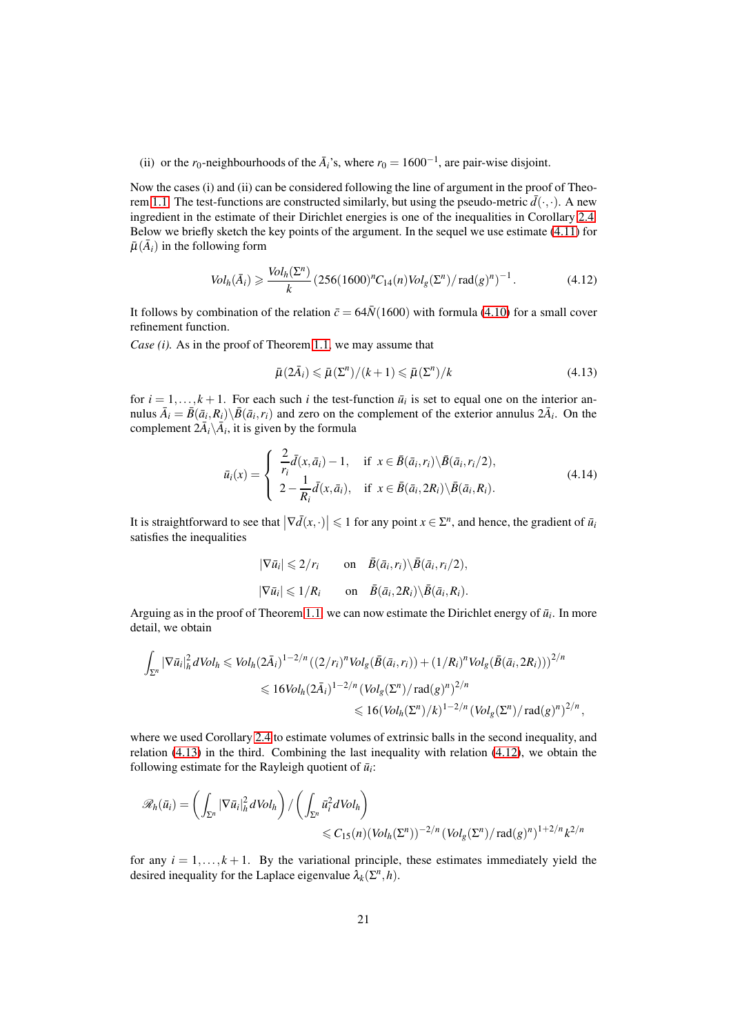(ii) or the $r_0$-neighbourhoods of the $\bar{A}_i$'s, where $r_0 = 1600^{-1}$, are pair-wise disjoint.

Now the cases (i) and (ii) can be considered following the line of argument in the proof of Theorem 1.1. The test-functions are constructed similarly, but using the pseudo-metric $\bar{d}(\cdot,\cdot)$. A new ingredient in the estimate of their Dirichlet energies is one of the inequalities in Corollary 2.4. Below we briefly sketch the key points of the argument. In the sequel we use estimate (4.11) for $\bar{\mu}(\bar{A}_i)$ in the following form

$$Vol_h(\bar{A}_i) \geqslant \frac{Vol_h(\Sigma^n)}{k}\left(256(1600)^n C_{14}(n) Vol_g(\Sigma^n)/\operatorname{rad}(g)^n\right)^{-1}. \tag{4.12}$$

It follows by combination of the relation $\bar{c} = 64\bar{N}(1600)$ with formula (4.10) for a small cover refinement function.

*Case (i).* As in the proof of Theorem 1.1, we may assume that

$$\bar{\mu}(2\bar{A}_i) \leqslant \bar{\mu}(\Sigma^n)/(k+1) \leqslant \bar{\mu}(\Sigma^n)/k \tag{4.13}$$

for $i = 1, \ldots, k+1$. For each such $i$ the test-function $\bar{u}_i$ is set to equal one on the interior annulus $\bar{A}_i = \bar{B}(\bar{a}_i, R_i)\backslash\bar{B}(\bar{a}_i, r_i)$ and zero on the complement of the exterior annulus $2\bar{A}_i$. On the complement $2\bar{A}_i\backslash\bar{A}_i$, it is given by the formula

$$\bar{u}_i(x) = \begin{cases} \dfrac{2}{r_i}\bar{d}(x,\bar{a}_i) - 1, & \text{if } x \in \bar{B}(\bar{a}_i, r_i)\backslash\bar{B}(\bar{a}_i, r_i/2), \\ 2 - \dfrac{1}{R_i}\bar{d}(x,\bar{a}_i), & \text{if } x \in \bar{B}(\bar{a}_i, 2R_i)\backslash\bar{B}(\bar{a}_i, R_i). \end{cases} \tag{4.14}$$

It is straightforward to see that $\left|\nabla\bar{d}(x,\cdot)\right| \leqslant 1$ for any point $x \in \Sigma^n$, and hence, the gradient of $\bar{u}_i$ satisfies the inequalities

$$\begin{aligned} |\nabla\bar{u}_i| &\leqslant 2/r_i \qquad \text{on} \quad \bar{B}(\bar{a}_i, r_i)\backslash\bar{B}(\bar{a}_i, r_i/2), \\ |\nabla\bar{u}_i| &\leqslant 1/R_i \qquad \text{on} \quad \bar{B}(\bar{a}_i, 2R_i)\backslash\bar{B}(\bar{a}_i, R_i). \end{aligned}$$

Arguing as in the proof of Theorem 1.1, we can now estimate the Dirichlet energy of $\bar{u}_i$. In more detail, we obtain

$$\begin{aligned} \int_{\Sigma^n} |\nabla\bar{u}_i|_h^2\, dVol_h &\leqslant Vol_h(2\bar{A}_i)^{1-2/n}\left((2/r_i)^n Vol_g(\bar{B}(\bar{a}_i, r_i)) + (1/R_i)^n Vol_g(\bar{B}(\bar{a}_i, 2R_i))\right)^{2/n} \\ &\leqslant 16 Vol_h(2\bar{A}_i)^{1-2/n}\left(Vol_g(\Sigma^n)/\operatorname{rad}(g)^n\right)^{2/n} \\ &\leqslant 16(Vol_h(\Sigma^n)/k)^{1-2/n}\left(Vol_g(\Sigma^n)/\operatorname{rad}(g)^n\right)^{2/n}, \end{aligned}$$

where we used Corollary 2.4 to estimate volumes of extrinsic balls in the second inequality, and relation (4.13) in the third. Combining the last inequality with relation (4.12), we obtain the following estimate for the Rayleigh quotient of $\bar{u}_i$:

$$\begin{aligned} \mathscr{R}_h(\bar{u}_i) &= \left(\int_{\Sigma^n} |\nabla\bar{u}_i|_h^2\, dVol_h\right) \Big/ \left(\int_{\Sigma^n} \bar{u}_i^2\, dVol_h\right) \\ &\leqslant C_{15}(n)(Vol_h(\Sigma^n))^{-2/n}\left(Vol_g(\Sigma^n)/\operatorname{rad}(g)^n\right)^{1+2/n} k^{2/n} \end{aligned}$$

for any $i = 1, \ldots, k+1$. By the variational principle, these estimates immediately yield the desired inequality for the Laplace eigenvalue $\lambda_k(\Sigma^n, h)$.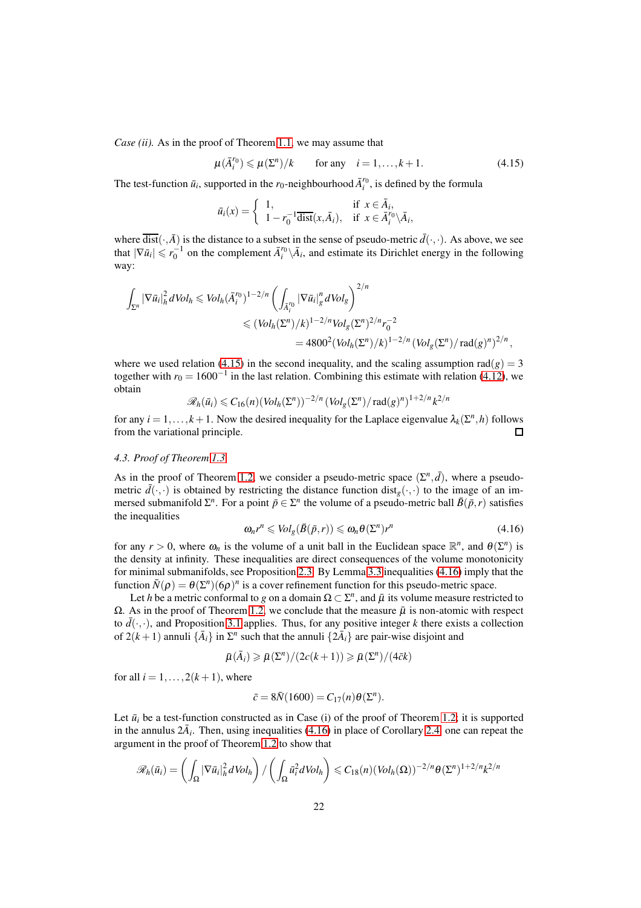*Case (ii).* As in the proof of Theorem 1.1, we may assume that

$$\mu(\bar{A}_i^{r_0}) \leqslant \mu(\Sigma^n)/k \qquad \text{for any} \quad i = 1, \ldots, k+1. \tag{4.15}$$

The test-function $\bar{u}_i$, supported in the $r_0$-neighbourhood $\bar{A}_i^{r_0}$, is defined by the formula

$$\bar{u}_i(x) = \begin{cases} 1, & \text{if } x \in \bar{A}_i, \\ 1 - r_0^{-1}\overline{\mathrm{dist}}(x, \bar{A}_i), & \text{if } x \in \bar{A}_i^{r_0} \backslash \bar{A}_i, \end{cases}$$

where $\overline{\mathrm{dist}}(\cdot, \bar{A})$ is the distance to a subset in the sense of pseudo-metric $\bar{d}(\cdot,\cdot)$. As above, we see that $|\nabla \bar{u}_i| \leqslant r_0^{-1}$ on the complement $\bar{A}_i^{r_0} \backslash \bar{A}_i$, and estimate its Dirichlet energy in the following way:

$$\begin{aligned}
\int_{\Sigma^n} |\nabla \bar{u}_i|_h^2 dVol_h &\leqslant Vol_h(\bar{A}_i^{r_0})^{1-2/n} \left( \int_{\bar{A}_i^{r_0}} |\nabla \bar{u}_i|_g^n dVol_g \right)^{2/n} \\
&\leqslant (Vol_h(\Sigma^n)/k)^{1-2/n} Vol_g(\Sigma^n)^{2/n} r_0^{-2} \\
&= 4800^2 (Vol_h(\Sigma^n)/k)^{1-2/n} \left( Vol_g(\Sigma^n)/\mathrm{rad}(g)^n \right)^{2/n},
\end{aligned}$$

where we used relation (4.15) in the second inequality, and the scaling assumption $\mathrm{rad}(g) = 3$ together with $r_0 = 1600^{-1}$ in the last relation. Combining this estimate with relation (4.12), we obtain

$$\mathscr{R}_h(\bar{u}_i) \leqslant C_{16}(n) (Vol_h(\Sigma^n))^{-2/n} \left( Vol_g(\Sigma^n)/\mathrm{rad}(g)^n \right)^{1+2/n} k^{2/n}$$

for any $i = 1, \ldots, k+1$. Now the desired inequality for the Laplace eigenvalue $\lambda_k(\Sigma^n, h)$ follows from the variational principle. $\square$

### 4.3. Proof of Theorem 1.3

As in the proof of Theorem 1.2, we consider a pseudo-metric space $(\Sigma^n, \bar{d})$, where a pseudo-metric $\bar{d}(\cdot,\cdot)$ is obtained by restricting the distance function $\mathrm{dist}_g(\cdot,\cdot)$ to the image of an immersed submanifold $\Sigma^n$. For a point $\bar{p} \in \Sigma^n$ the volume of a pseudo-metric ball $\bar{B}(\bar{p}, r)$ satisfies the inequalities

$$\omega_n r^n \leqslant Vol_g(\bar{B}(\bar{p}, r)) \leqslant \omega_n \theta(\Sigma^n) r^n \tag{4.16}$$

for any $r > 0$, where $\omega_n$ is the volume of a unit ball in the Euclidean space $\mathbb{R}^n$, and $\theta(\Sigma^n)$ is the density at infinity. These inequalities are direct consequences of the volume monotonicity for minimal submanifolds, see Proposition 2.3. By Lemma 3.3 inequalities (4.16) imply that the function $\bar{N}(\rho) = \theta(\Sigma^n)(6\rho)^n$ is a cover refinement function for this pseudo-metric space.

Let $h$ be a metric conformal to $g$ on a domain $\Omega \subset \Sigma^n$, and $\bar{\mu}$ its volume measure restricted to $\Omega$. As in the proof of Theorem 1.2, we conclude that the measure $\bar{\mu}$ is non-atomic with respect to $\bar{d}(\cdot,\cdot)$, and Proposition 3.1 applies. Thus, for any positive integer $k$ there exists a collection of $2(k+1)$ annuli $\{\bar{A}_i\}$ in $\Sigma^n$ such that the annuli $\{2\bar{A}_i\}$ are pair-wise disjoint and

$$\bar{\mu}(\bar{A}_i) \geqslant \bar{\mu}(\Sigma^n)/(2c(k+1)) \geqslant \bar{\mu}(\Sigma^n)/(4\bar{c}k)$$

for all $i = 1, \ldots, 2(k+1)$, where

$$\bar{c} = 8\bar{N}(1600) = C_{17}(n)\theta(\Sigma^n).$$

Let $\bar{u}_i$ be a test-function constructed as in Case (i) of the proof of Theorem 1.2; it is supported in the annulus $2\bar{A}_i$. Then, using inequalities (4.16) in place of Corollary 2.4, one can repeat the argument in the proof of Theorem 1.2 to show that

$$\mathscr{R}_h(\bar{u}_i) = \left( \int_\Omega |\nabla \bar{u}_i|_h^2 dVol_h \right) / \left( \int_\Omega \bar{u}_i^2 dVol_h \right) \leqslant C_{18}(n) (Vol_h(\Omega))^{-2/n} \theta(\Sigma^n)^{1+2/n} k^{2/n}$$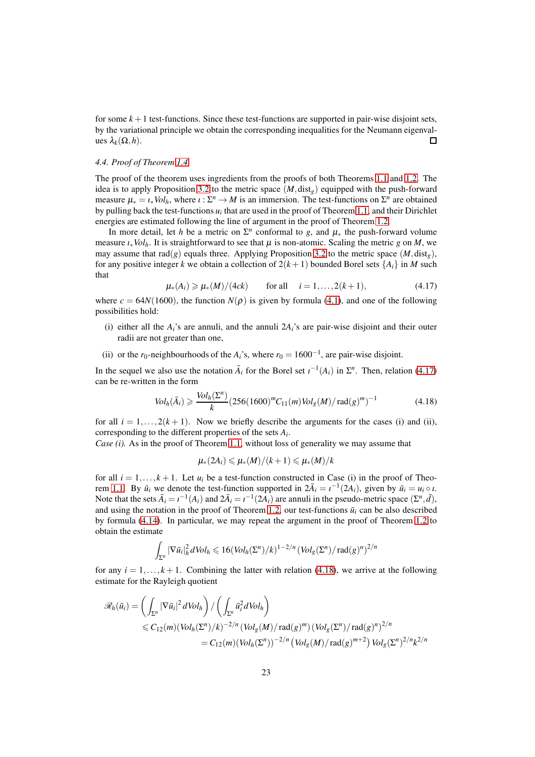for some $k+1$ test-functions. Since these test-functions are supported in pair-wise disjoint sets, by the variational principle we obtain the corresponding inequalities for the Neumann eigenvalues $\lambda_k(\Omega, h)$. □

*4.4. Proof of Theorem 1.4*

The proof of the theorem uses ingredients from the proofs of both Theorems 1.1 and 1.2. The idea is to apply Proposition 3.2 to the metric space $(M, \mathrm{dist}_g)$ equipped with the push-forward measure $\mu_* = \iota_* Vol_h$, where $\iota : \Sigma^n \to M$ is an immersion. The test-functions on $\Sigma^n$ are obtained by pulling back the test-functions $u_i$ that are used in the proof of Theorem 1.1, and their Dirichlet energies are estimated following the line of argument in the proof of Theorem 1.2.

In more detail, let $h$ be a metric on $\Sigma^n$ conformal to $g$, and $\mu_*$ the push-forward volume measure $\iota_* Vol_h$. It is straightforward to see that $\mu$ is non-atomic. Scaling the metric $g$ on $M$, we may assume that $\mathrm{rad}(g)$ equals three. Applying Proposition 3.2 to the metric space $(M, \mathrm{dist}_g)$, for any positive integer $k$ we obtain a collection of $2(k+1)$ bounded Borel sets $\{A_i\}$ in $M$ such that

$$\mu_*(A_i) \geqslant \mu_*(M)/(4ck) \qquad \text{for all} \quad i = 1, \ldots, 2(k+1), \tag{4.17}$$

where $c = 64N(1600)$, the function $N(\rho)$ is given by formula (4.1), and one of the following possibilities hold:

(i) either all the $A_i$'s are annuli, and the annuli $2A_i$'s are pair-wise disjoint and their outer radii are not greater than one,

(ii) or the $r_0$-neighbourhoods of the $A_i$'s, where $r_0 = 1600^{-1}$, are pair-wise disjoint.

In the sequel we also use the notation $\bar{A}_i$ for the Borel set $\iota^{-1}(A_i)$ in $\Sigma^n$. Then, relation (4.17) can be re-written in the form

$$Vol_h(\bar{A}_i) \geqslant \frac{Vol_h(\Sigma^n)}{k} (256(1600)^m C_{11}(m) Vol_g(M)/\mathrm{rad}(g)^m)^{-1} \tag{4.18}$$

for all $i = 1, \ldots, 2(k+1)$. Now we briefly describe the arguments for the cases (i) and (ii), corresponding to the different properties of the sets $A_i$.

*Case (i).* As in the proof of Theorem 1.1, without loss of generality we may assume that

$$\mu_*(2A_i) \leqslant \mu_*(M)/(k+1) \leqslant \mu_*(M)/k$$

for all $i = 1, \ldots, k+1$. Let $u_i$ be a test-function constructed in Case (i) in the proof of Theorem 1.1. By $\bar{u}_i$ we denote the test-function supported in $2\bar{A}_i = \iota^{-1}(2A_i)$, given by $\bar{u}_i = u_i \circ \iota$. Note that the sets $\bar{A}_i = \iota^{-1}(A_i)$ and $2\bar{A}_i = \iota^{-1}(2A_i)$ are annuli in the pseudo-metric space $(\Sigma^n, \bar{d})$, and using the notation in the proof of Theorem 1.2, our test-functions $\bar{u}_i$ can be also described by formula (4.14). In particular, we may repeat the argument in the proof of Theorem 1.2 to obtain the estimate

$$\int_{\Sigma^n} |\nabla \bar{u}_i|_h^2 \, dVol_h \leqslant 16 (Vol_h(\Sigma^n)/k)^{1-2/n} \left(Vol_g(\Sigma^n)/\mathrm{rad}(g)^n\right)^{2/n}$$

for any $i = 1, \ldots, k+1$. Combining the latter with relation (4.18), we arrive at the following estimate for the Rayleigh quotient

$$\begin{aligned}
\mathscr{R}_h(\bar{u}_i) &= \left(\int_{\Sigma^n} |\nabla \bar{u}_i|^2 \, dVol_h\right) \Big/ \left(\int_{\Sigma^n} \bar{u}_i^2 dVol_h\right) \\
&\leqslant C_{12}(m)(Vol_h(\Sigma^n)/k)^{-2/n} \left(Vol_g(M)/\mathrm{rad}(g)^m\right) \left(Vol_g(\Sigma^n)/\mathrm{rad}(g)^n\right)^{2/n} \\
&\qquad = C_{12}(m)(Vol_h(\Sigma^n))^{-2/n} \left(Vol_g(M)/\mathrm{rad}(g)^{m+2}\right) Vol_g(\Sigma^n)^{2/n} k^{2/n}
\end{aligned}$$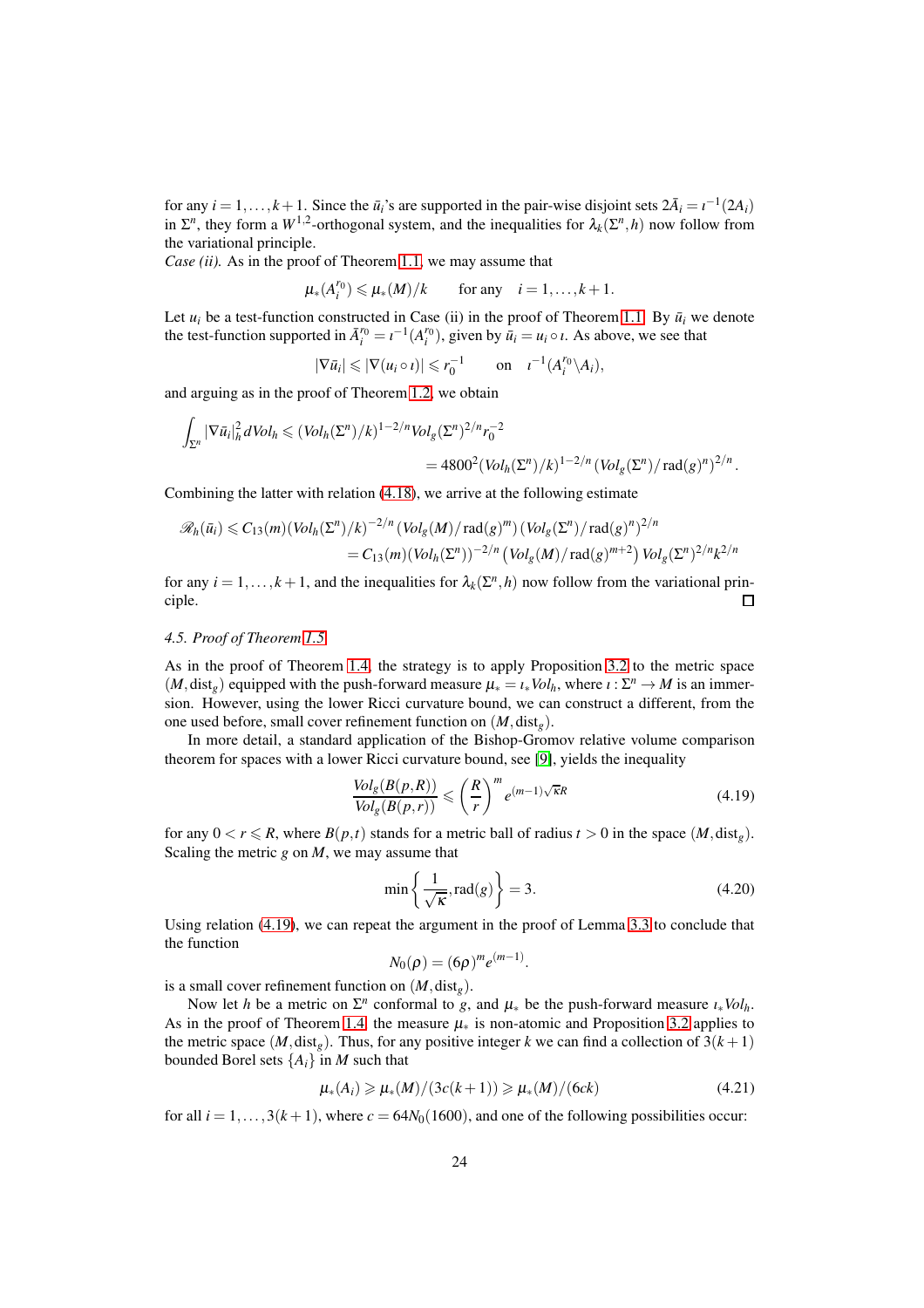for any $i = 1, \ldots, k+1$. Since the $\bar u_i$'s are supported in the pair-wise disjoint sets $2\bar A_i = \iota^{-1}(2A_i)$ in $\Sigma^n$, they form a $W^{1,2}$-orthogonal system, and the inequalities for $\lambda_k(\Sigma^n, h)$ now follow from the variational principle.

*Case (ii).* As in the proof of Theorem 1.1, we may assume that

$$\mu_*(A_i^{r_0}) \leqslant \mu_*(M)/k \qquad \text{for any} \quad i = 1, \ldots, k+1.$$

Let $u_i$ be a test-function constructed in Case (ii) in the proof of Theorem 1.1. By $\bar u_i$ we denote the test-function supported in $\bar A_i^{r_0} = \iota^{-1}(A_i^{r_0})$, given by $\bar u_i = u_i \circ \iota$. As above, we see that

$$|\nabla \bar u_i| \leqslant |\nabla(u_i \circ \iota)| \leqslant r_0^{-1} \qquad \text{on} \quad \iota^{-1}(A_i^{r_0} \backslash A_i),$$

and arguing as in the proof of Theorem 1.2, we obtain

$$\int_{\Sigma^n} |\nabla \bar u_i|_h^2 \, dVol_h \leqslant (Vol_h(\Sigma^n)/k)^{1-2/n} Vol_g(\Sigma^n)^{2/n} r_0^{-2}$$
$$= 4800^2 (Vol_h(\Sigma^n)/k)^{1-2/n} \left(Vol_g(\Sigma^n)/\operatorname{rad}(g)^n\right)^{2/n}.$$

Combining the latter with relation (4.18), we arrive at the following estimate

$$\mathscr{R}_h(\bar u_i) \leqslant C_{13}(m) (Vol_h(\Sigma^n)/k)^{-2/n} \left(Vol_g(M)/\operatorname{rad}(g)^m\right) \left(Vol_g(\Sigma^n)/\operatorname{rad}(g)^n\right)^{2/n}$$
$$= C_{13}(m) (Vol_h(\Sigma^n))^{-2/n} \left(Vol_g(M)/\operatorname{rad}(g)^{m+2}\right) Vol_g(\Sigma^n)^{2/n} k^{2/n}$$

for any $i = 1, \ldots, k+1$, and the inequalities for $\lambda_k(\Sigma^n, h)$ now follow from the variational principle. □

*4.5. Proof of Theorem 1.5*

As in the proof of Theorem 1.4, the strategy is to apply Proposition 3.2 to the metric space $(M, \operatorname{dist}_g)$ equipped with the push-forward measure $\mu_* = \iota_* Vol_h$, where $\iota : \Sigma^n \to M$ is an immersion. However, using the lower Ricci curvature bound, we can construct a different, from the one used before, small cover refinement function on $(M, \operatorname{dist}_g)$.

In more detail, a standard application of the Bishop-Gromov relative volume comparison theorem for spaces with a lower Ricci curvature bound, see [9], yields the inequality

$$\frac{Vol_g(B(p,R))}{Vol_g(B(p,r))} \leqslant \left(\frac{R}{r}\right)^m e^{(m-1)\sqrt{\kappa} R} \tag{4.19}$$

for any $0 < r \leqslant R$, where $B(p,t)$ stands for a metric ball of radius $t > 0$ in the space $(M, \operatorname{dist}_g)$. Scaling the metric $g$ on $M$, we may assume that

$$\min\left\{\frac{1}{\sqrt{\kappa}}, \operatorname{rad}(g)\right\} = 3. \tag{4.20}$$

Using relation (4.19), we can repeat the argument in the proof of Lemma 3.3 to conclude that the function

$$N_0(\rho) = (6\rho)^m e^{(m-1)}.$$

is a small cover refinement function on $(M, \operatorname{dist}_g)$.

Now let $h$ be a metric on $\Sigma^n$ conformal to $g$, and $\mu_*$ be the push-forward measure $\iota_* Vol_h$. As in the proof of Theorem 1.4, the measure $\mu_*$ is non-atomic and Proposition 3.2 applies to the metric space $(M, \operatorname{dist}_g)$. Thus, for any positive integer $k$ we can find a collection of $3(k+1)$ bounded Borel sets $\{A_i\}$ in $M$ such that

$$\mu_*(A_i) \geqslant \mu_*(M)/(3c(k+1)) \geqslant \mu_*(M)/(6ck) \tag{4.21}$$

for all $i = 1, \ldots, 3(k+1)$, where $c = 64 N_0(1600)$, and one of the following possibilities occur: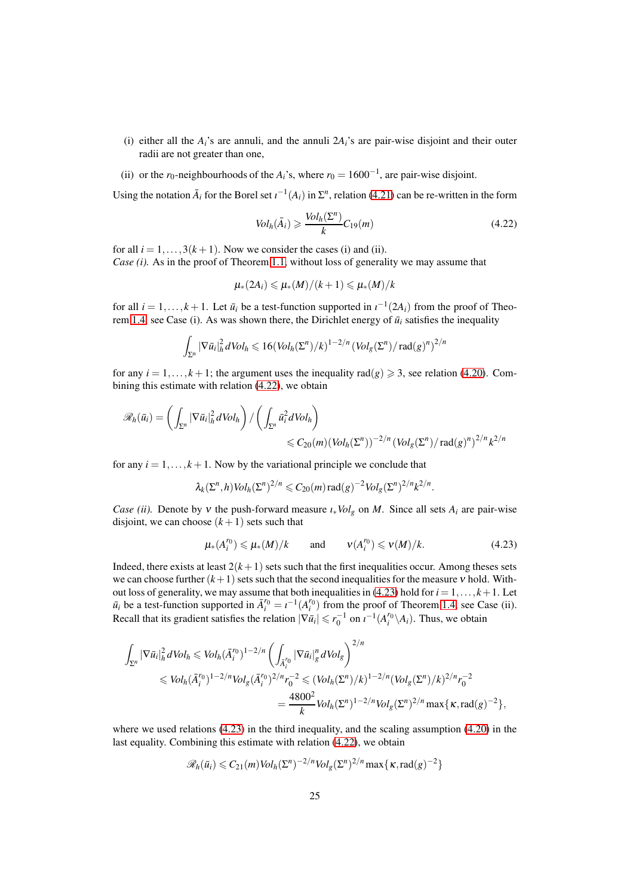(i) either all the $A_i$'s are annuli, and the annuli $2A_i$'s are pair-wise disjoint and their outer radii are not greater than one,

(ii) or the $r_0$-neighbourhoods of the $A_i$'s, where $r_0 = 1600^{-1}$, are pair-wise disjoint.

Using the notation $\bar{A}_i$ for the Borel set $\iota^{-1}(A_i)$ in $\Sigma^n$, relation (4.21) can be re-written in the form

$$
Vol_h(\bar{A}_i) \geqslant \frac{Vol_h(\Sigma^n)}{k} C_{19}(m) \tag{4.22}
$$

for all $i = 1, \ldots, 3(k+1)$. Now we consider the cases (i) and (ii).

*Case (i).* As in the proof of Theorem 1.1, without loss of generality we may assume that

$$
\mu_*(2A_i) \leqslant \mu_*(M)/(k+1) \leqslant \mu_*(M)/k
$$

for all $i = 1, \ldots, k+1$. Let $\bar{u}_i$ be a test-function supported in $\iota^{-1}(2A_i)$ from the proof of Theorem 1.4, see Case (i). As was shown there, the Dirichlet energy of $\bar{u}_i$ satisfies the inequality

$$
\int_{\Sigma^n} |\nabla \bar{u}_i|_h^2 \, dVol_h \leqslant 16 (Vol_h(\Sigma^n)/k)^{1-2/n} \left( Vol_g(\Sigma^n)/\operatorname{rad}(g)^n \right)^{2/n}
$$

for any $i = 1, \ldots, k+1$; the argument uses the inequality $\operatorname{rad}(g) \geqslant 3$, see relation (4.20). Combining this estimate with relation (4.22), we obtain

$$
\begin{aligned}
\mathscr{R}_h(\bar{u}_i) = \left( \int_{\Sigma^n} |\nabla \bar{u}_i|_h^2 \, dVol_h \right) \Big/ \left( \int_{\Sigma^n} \bar{u}_i^2 \, dVol_h \right) \\
\leqslant C_{20}(m) (Vol_h(\Sigma^n))^{-2/n} \left( Vol_g(\Sigma^n)/\operatorname{rad}(g)^n \right)^{2/n} k^{2/n}
\end{aligned}
$$

for any $i = 1, \ldots, k+1$. Now by the variational principle we conclude that

$$
\lambda_k(\Sigma^n, h) Vol_h(\Sigma^n)^{2/n} \leqslant C_{20}(m) \operatorname{rad}(g)^{-2} Vol_g(\Sigma^n)^{2/n} k^{2/n}.
$$

*Case (ii).* Denote by $\nu$ the push-forward measure $\iota_* Vol_g$ on $M$. Since all sets $A_i$ are pair-wise disjoint, we can choose $(k+1)$ sets such that

$$
\mu_*(A_i^{r_0}) \leqslant \mu_*(M)/k \qquad \text{and} \qquad \nu(A_i^{r_0}) \leqslant \nu(M)/k. \tag{4.23}
$$

Indeed, there exists at least $2(k+1)$ sets such that the first inequalities occur. Among theses sets we can choose further $(k+1)$ sets such that the second inequalities for the measure $\nu$ hold. Without loss of generality, we may assume that both inequalities in (4.23) hold for $i = 1, \ldots, k+1$. Let $\bar{u}_i$ be a test-function supported in $\bar{A}_i^{r_0} = \iota^{-1}(A_i^{r_0})$ from the proof of Theorem 1.4, see Case (ii). Recall that its gradient satisfies the relation $|\nabla \bar{u}_i| \leqslant r_0^{-1}$ on $\iota^{-1}(A_i^{r_0} \backslash A_i)$. Thus, we obtain

$$
\begin{aligned}
\int_{\Sigma^n} |\nabla \bar{u}_i|_h^2 \, dVol_h &\leqslant Vol_h(\bar{A}_i^{r_0})^{1-2/n} \left( \int_{\bar{A}_i^{r_0}} |\nabla \bar{u}_i|_g^n \, dVol_g \right)^{2/n} \\
&\leqslant Vol_h(\bar{A}_i^{r_0})^{1-2/n} Vol_g(\bar{A}_i^{r_0})^{2/n} r_0^{-2} \leqslant (Vol_h(\Sigma^n)/k)^{1-2/n} (Vol_g(\Sigma^n)/k)^{2/n} r_0^{-2} \\
&= \frac{4800^2}{k} Vol_h(\Sigma^n)^{1-2/n} Vol_g(\Sigma^n)^{2/n} \max\{\kappa, \operatorname{rad}(g)^{-2}\},
\end{aligned}
$$

where we used relations (4.23) in the third inequality, and the scaling assumption (4.20) in the last equality. Combining this estimate with relation (4.22), we obtain

$$
\mathscr{R}_h(\bar{u}_i) \leqslant C_{21}(m) Vol_h(\Sigma^n)^{-2/n} Vol_g(\Sigma^n)^{2/n} \max\{\kappa, \operatorname{rad}(g)^{-2}\}
$$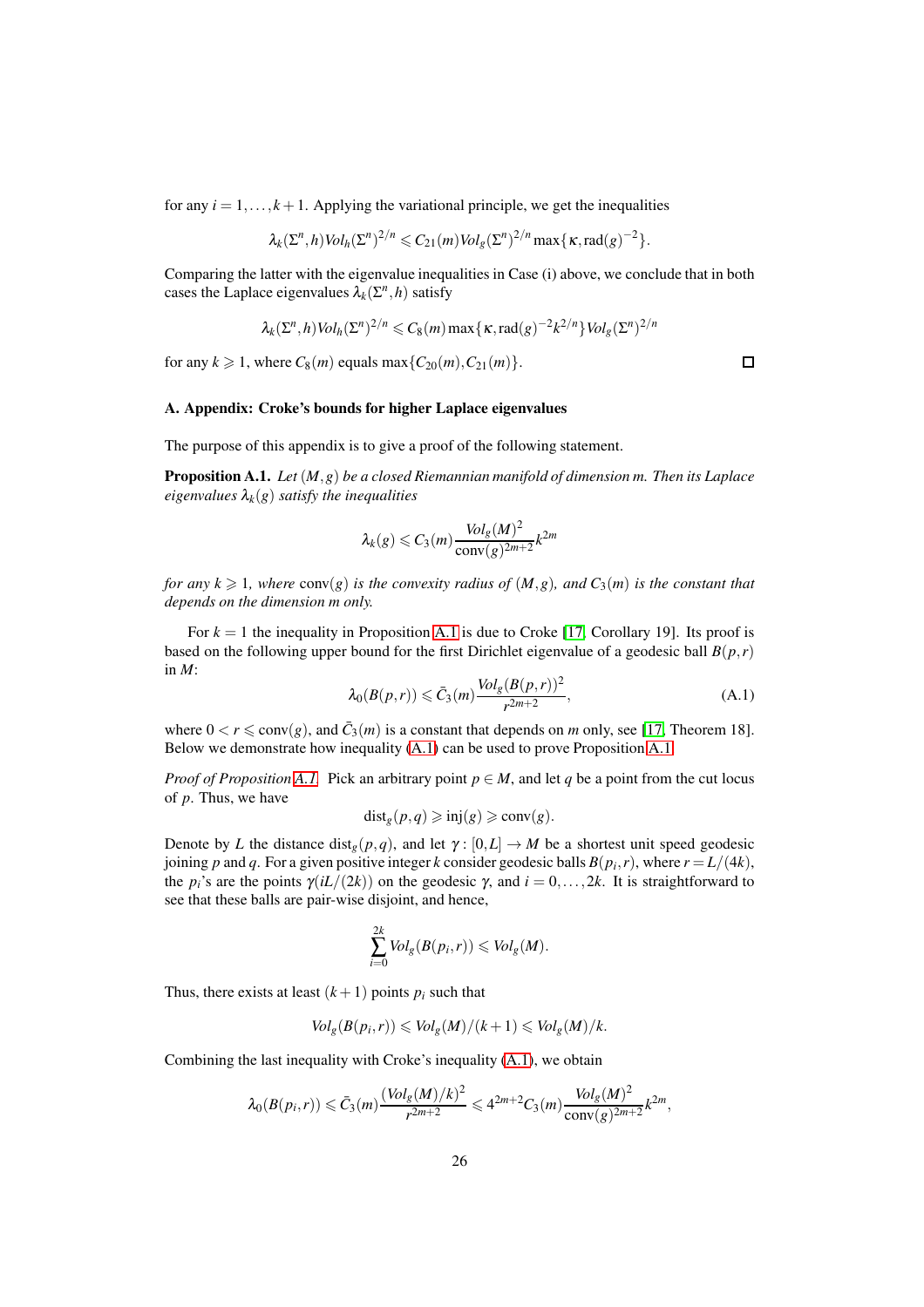for any $i = 1, \ldots, k+1$. Applying the variational principle, we get the inequalities

$$\lambda_k(\Sigma^n, h) Vol_h(\Sigma^n)^{2/n} \leqslant C_{21}(m) Vol_g(\Sigma^n)^{2/n} \max\{\kappa, \mathrm{rad}(g)^{-2}\}.$$

Comparing the latter with the eigenvalue inequalities in Case (i) above, we conclude that in both cases the Laplace eigenvalues $\lambda_k(\Sigma^n, h)$ satisfy

$$\lambda_k(\Sigma^n, h) Vol_h(\Sigma^n)^{2/n} \leqslant C_8(m) \max\{\kappa, \mathrm{rad}(g)^{-2} k^{2/n}\} Vol_g(\Sigma^n)^{2/n}$$

for any $k \geqslant 1$, where $C_8(m)$ equals $\max\{C_{20}(m), C_{21}(m)\}$. $\square$

### A. Appendix: Croke's bounds for higher Laplace eigenvalues

The purpose of this appendix is to give a proof of the following statement.

**Proposition A.1.** *Let $(M, g)$ be a closed Riemannian manifold of dimension $m$. Then its Laplace eigenvalues $\lambda_k(g)$ satisfy the inequalities*

$$\lambda_k(g) \leqslant C_3(m) \frac{Vol_g(M)^2}{\mathrm{conv}(g)^{2m+2}} k^{2m}$$

*for any $k \geqslant 1$, where $\mathrm{conv}(g)$ is the convexity radius of $(M, g)$, and $C_3(m)$ is the constant that depends on the dimension $m$ only.*

For $k = 1$ the inequality in Proposition A.1 is due to Croke [17, Corollary 19]. Its proof is based on the following upper bound for the first Dirichlet eigenvalue of a geodesic ball $B(p, r)$ in $M$:

$$\lambda_0(B(p,r)) \leqslant \bar{C}_3(m) \frac{Vol_g(B(p,r))^2}{r^{2m+2}}, \tag{A.1}$$

where $0 < r \leqslant \mathrm{conv}(g)$, and $\bar{C}_3(m)$ is a constant that depends on $m$ only, see [17, Theorem 18]. Below we demonstrate how inequality (A.1) can be used to prove Proposition A.1.

*Proof of Proposition A.1.* Pick an arbitrary point $p \in M$, and let $q$ be a point from the cut locus of $p$. Thus, we have

$$\mathrm{dist}_g(p, q) \geqslant \mathrm{inj}(g) \geqslant \mathrm{conv}(g).$$

Denote by $L$ the distance $\mathrm{dist}_g(p, q)$, and let $\gamma : [0, L] \to M$ be a shortest unit speed geodesic joining $p$ and $q$. For a given positive integer $k$ consider geodesic balls $B(p_i, r)$, where $r = L/(4k)$, the $p_i$'s are the points $\gamma(iL/(2k))$ on the geodesic $\gamma$, and $i = 0, \ldots, 2k$. It is straightforward to see that these balls are pair-wise disjoint, and hence,

$$\sum_{i=0}^{2k} Vol_g(B(p_i, r)) \leqslant Vol_g(M).$$

Thus, there exists at least $(k+1)$ points $p_i$ such that

$$Vol_g(B(p_i, r)) \leqslant Vol_g(M)/(k+1) \leqslant Vol_g(M)/k.$$

Combining the last inequality with Croke's inequality (A.1), we obtain

$$\lambda_0(B(p_i, r)) \leqslant \bar{C}_3(m) \frac{(Vol_g(M)/k)^2}{r^{2m+2}} \leqslant 4^{2m+2} C_3(m) \frac{Vol_g(M)^2}{\mathrm{conv}(g)^{2m+2}} k^{2m},$$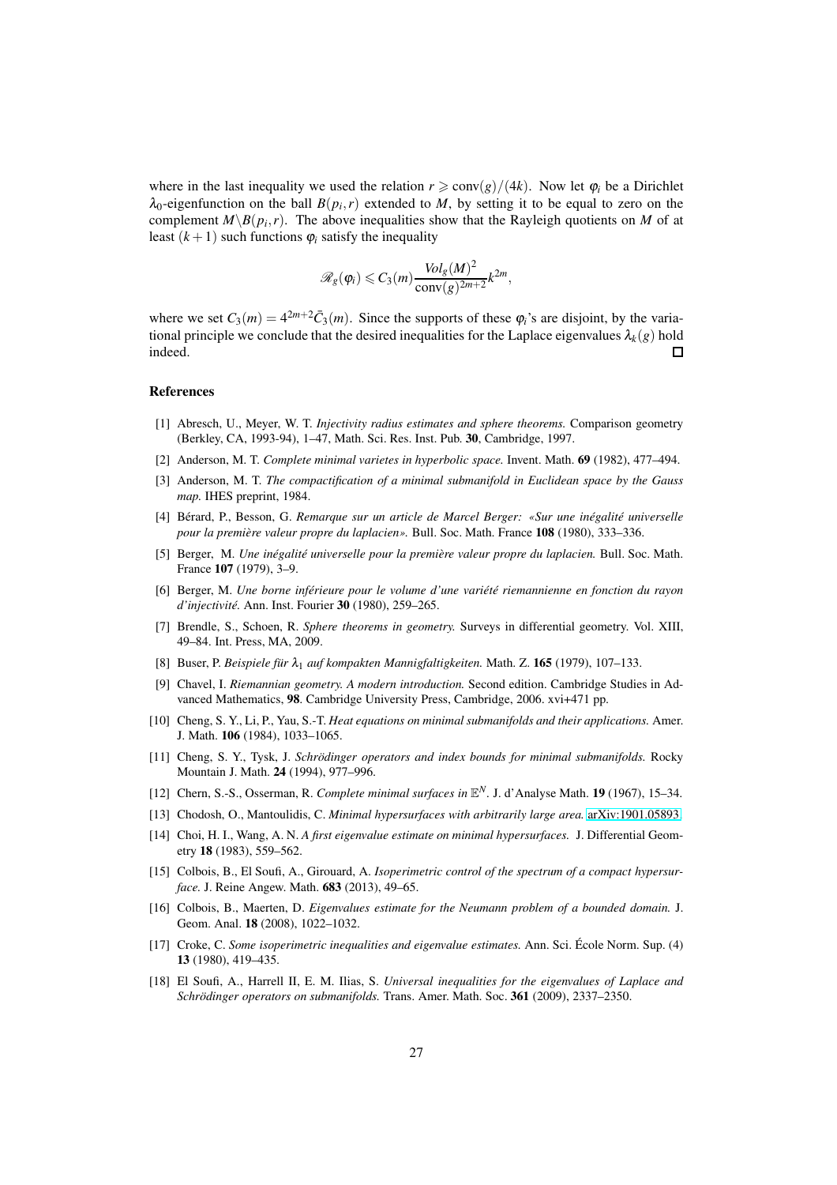where in the last inequality we used the relation $r \geqslant \mathrm{conv}(g)/(4k)$. Now let $\varphi_i$ be a Dirichlet $\lambda_0$-eigenfunction on the ball $B(p_i, r)$ extended to $M$, by setting it to be equal to zero on the complement $M \backslash B(p_i, r)$. The above inequalities show that the Rayleigh quotients on $M$ of at least $(k+1)$ such functions $\varphi_i$ satisfy the inequality

$$\mathscr{R}_g(\varphi_i) \leqslant C_3(m) \frac{Vol_g(M)^2}{\mathrm{conv}(g)^{2m+2}} k^{2m},$$

where we set $C_3(m) = 4^{2m+2} \bar{C}_3(m)$. Since the supports of these $\varphi_i$'s are disjoint, by the variational principle we conclude that the desired inequalities for the Laplace eigenvalues $\lambda_k(g)$ hold indeed. □

## References

[1] Abresch, U., Meyer, W. T. *Injectivity radius estimates and sphere theorems.* Comparison geometry (Berkley, CA, 1993-94), 1–47, Math. Sci. Res. Inst. Pub. **30**, Cambridge, 1997.

[2] Anderson, M. T. *Complete minimal varietes in hyperbolic space.* Invent. Math. **69** (1982), 477–494.

[3] Anderson, M. T. *The compactification of a minimal submanifold in Euclidean space by the Gauss map.* IHES preprint, 1984.

[4] Bérard, P., Besson, G. *Remarque sur un article de Marcel Berger: «Sur une inégalité universelle pour la première valeur propre du laplacien».* Bull. Soc. Math. France **108** (1980), 333–336.

[5] Berger, M. *Une inégalité universelle pour la première valeur propre du laplacien.* Bull. Soc. Math. France **107** (1979), 3–9.

[6] Berger, M. *Une borne inférieure pour le volume d'une variété riemannienne en fonction du rayon d'injectivité.* Ann. Inst. Fourier **30** (1980), 259–265.

[7] Brendle, S., Schoen, R. *Sphere theorems in geometry.* Surveys in differential geometry. Vol. XIII, 49–84. Int. Press, MA, 2009.

[8] Buser, P. *Beispiele für $\lambda_1$ auf kompakten Mannigfaltigkeiten.* Math. Z. **165** (1979), 107–133.

[9] Chavel, I. *Riemannian geometry. A modern introduction.* Second edition. Cambridge Studies in Advanced Mathematics, **98**. Cambridge University Press, Cambridge, 2006. xvi+471 pp.

[10] Cheng, S. Y., Li, P., Yau, S.-T. *Heat equations on minimal submanifolds and their applications.* Amer. J. Math. **106** (1984), 1033–1065.

[11] Cheng, S. Y., Tysk, J. *Schrödinger operators and index bounds for minimal submanifolds.* Rocky Mountain J. Math. **24** (1994), 977–996.

[12] Chern, S.-S., Osserman, R. *Complete minimal surfaces in $\mathbb{E}^N$.* J. d'Analyse Math. **19** (1967), 15–34.

[13] Chodosh, O., Mantoulidis, C. *Minimal hypersurfaces with arbitrarily large area.* arXiv:1901.05893.

[14] Choi, H. I., Wang, A. N. *A first eigenvalue estimate on minimal hypersurfaces.* J. Differential Geometry **18** (1983), 559–562.

[15] Colbois, B., El Soufi, A., Girouard, A. *Isoperimetric control of the spectrum of a compact hypersurface.* J. Reine Angew. Math. **683** (2013), 49–65.

[16] Colbois, B., Maerten, D. *Eigenvalues estimate for the Neumann problem of a bounded domain.* J. Geom. Anal. **18** (2008), 1022–1032.

[17] Croke, C. *Some isoperimetric inequalities and eigenvalue estimates.* Ann. Sci. École Norm. Sup. (4) **13** (1980), 419–435.

[18] El Soufi, A., Harrell II, E. M. Ilias, S. *Universal inequalities for the eigenvalues of Laplace and Schrödinger operators on submanifolds.* Trans. Amer. Math. Soc. **361** (2009), 2337–2350.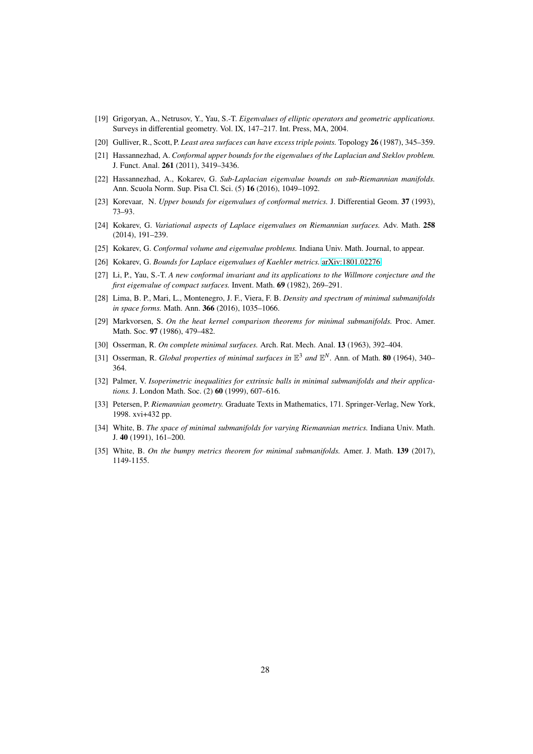[19] Grigoryan, A., Netrusov, Y., Yau, S.-T. *Eigenvalues of elliptic operators and geometric applications.* Surveys in differential geometry. Vol. IX, 147–217. Int. Press, MA, 2004.

[20] Gulliver, R., Scott, P. *Least area surfaces can have excess triple points.* Topology **26** (1987), 345–359.

[21] Hassannezhad, A. *Conformal upper bounds for the eigenvalues of the Laplacian and Steklov problem.* J. Funct. Anal. **261** (2011), 3419–3436.

[22] Hassannezhad, A., Kokarev, G. *Sub-Laplacian eigenvalue bounds on sub-Riemannian manifolds.* Ann. Scuola Norm. Sup. Pisa Cl. Sci. (5) **16** (2016), 1049–1092.

[23] Korevaar, N. *Upper bounds for eigenvalues of conformal metrics.* J. Differential Geom. **37** (1993), 73–93.

[24] Kokarev, G. *Variational aspects of Laplace eigenvalues on Riemannian surfaces.* Adv. Math. **258** (2014), 191–239.

[25] Kokarev, G. *Conformal volume and eigenvalue problems.* Indiana Univ. Math. Journal, to appear.

[26] Kokarev, G. *Bounds for Laplace eigenvalues of Kaehler metrics.* arXiv:1801.02276

[27] Li, P., Yau, S.-T. *A new conformal invariant and its applications to the Willmore conjecture and the first eigenvalue of compact surfaces.* Invent. Math. **69** (1982), 269–291.

[28] Lima, B. P., Mari, L., Montenegro, J. F., Viera, F. B. *Density and spectrum of minimal submanifolds in space forms.* Math. Ann. **366** (2016), 1035–1066.

[29] Markvorsen, S. *On the heat kernel comparison theorems for minimal submanifolds.* Proc. Amer. Math. Soc. **97** (1986), 479–482.

[30] Osserman, R. *On complete minimal surfaces.* Arch. Rat. Mech. Anal. **13** (1963), 392–404.

[31] Osserman, R. *Global properties of minimal surfaces in $\mathbb{E}^3$ and $\mathbb{E}^N$.* Ann. of Math. **80** (1964), 340–364.

[32] Palmer, V. *Isoperimetric inequalities for extrinsic balls in minimal submanifolds and their applications.* J. London Math. Soc. (2) **60** (1999), 607–616.

[33] Petersen, P. *Riemannian geometry.* Graduate Texts in Mathematics, 171. Springer-Verlag, New York, 1998. xvi+432 pp.

[34] White, B. *The space of minimal submanifolds for varying Riemannian metrics.* Indiana Univ. Math. J. **40** (1991), 161–200.

[35] White, B. *On the bumpy metrics theorem for minimal submanifolds.* Amer. J. Math. **139** (2017), 1149-1155.